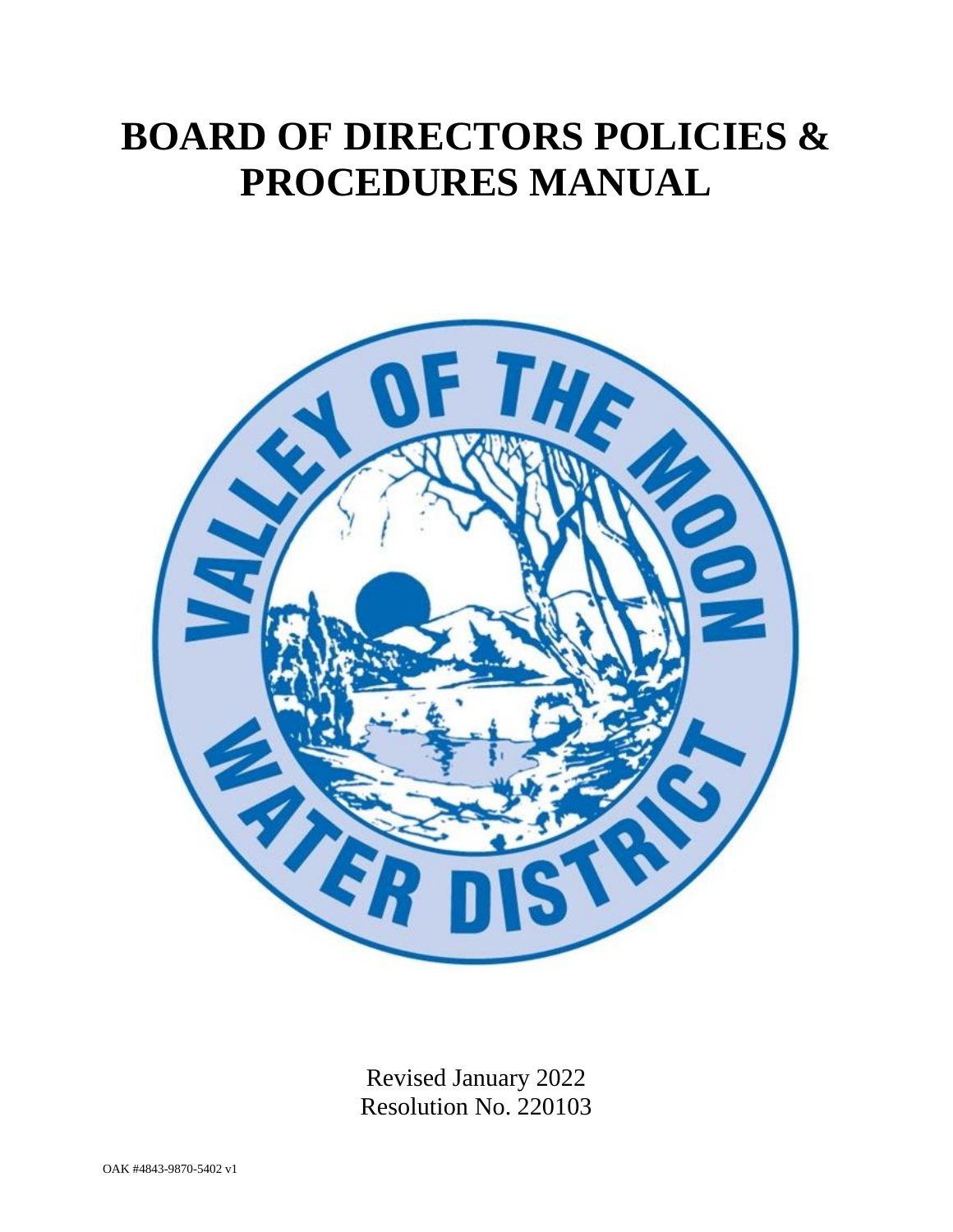# BOARD OF DIRECTORS POLICIES & PROCEDURES MANUAL

Revised January 2022
Resolution No. 220103

OAK #4843-9870-5402 v1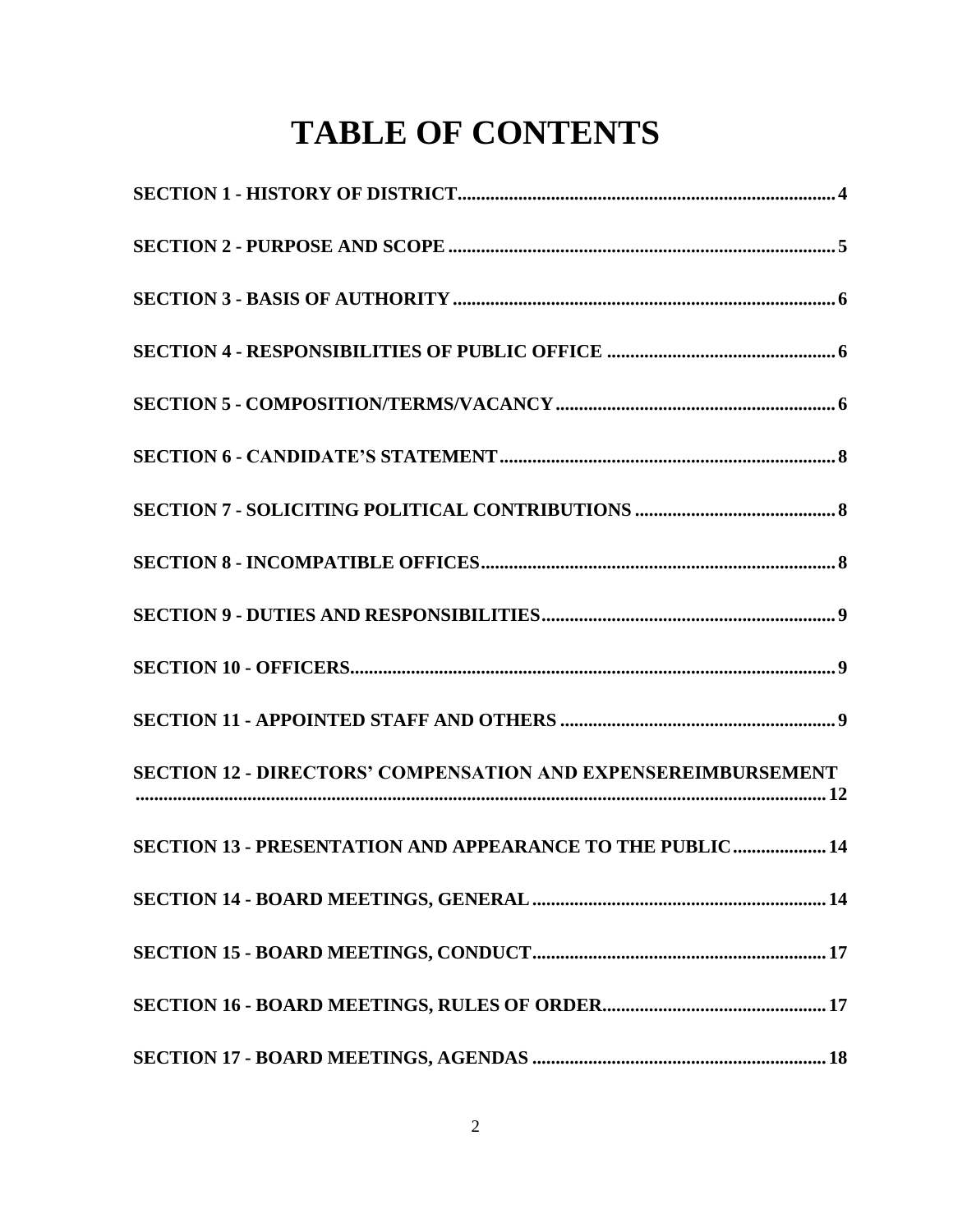# TABLE OF CONTENTS

**SECTION 1 - HISTORY OF DISTRICT................................................................................4**

**SECTION 2 - PURPOSE AND SCOPE ..................................................................................5**

**SECTION 3 - BASIS OF AUTHORITY................................................................................6**

**SECTION 4 - RESPONSIBILITIES OF PUBLIC OFFICE ................................................6**

**SECTION 5 - COMPOSITION/TERMS/VACANCY...........................................................6**

**SECTION 6 - CANDIDATE'S STATEMENT.......................................................................8**

**SECTION 7 - SOLICITING POLITICAL CONTRIBUTIONS ...........................................8**

**SECTION 8 - INCOMPATIBLE OFFICES...........................................................................8**

**SECTION 9 - DUTIES AND RESPONSIBILITIES..............................................................9**

**SECTION 10 - OFFICERS.......................................................................................................9**

**SECTION 11 - APPOINTED STAFF AND OTHERS ...........................................................9**

**SECTION 12 - DIRECTORS' COMPENSATION AND EXPENSEREIMBURSEMENT ....................................................................................................................................12**

**SECTION 13 - PRESENTATION AND APPEARANCE TO THE PUBLIC....................14**

**SECTION 14 - BOARD MEETINGS, GENERAL..............................................................14**

**SECTION 15 - BOARD MEETINGS, CONDUCT..............................................................17**

**SECTION 16 - BOARD MEETINGS, RULES OF ORDER................................................17**

**SECTION 17 - BOARD MEETINGS, AGENDAS ..............................................................18**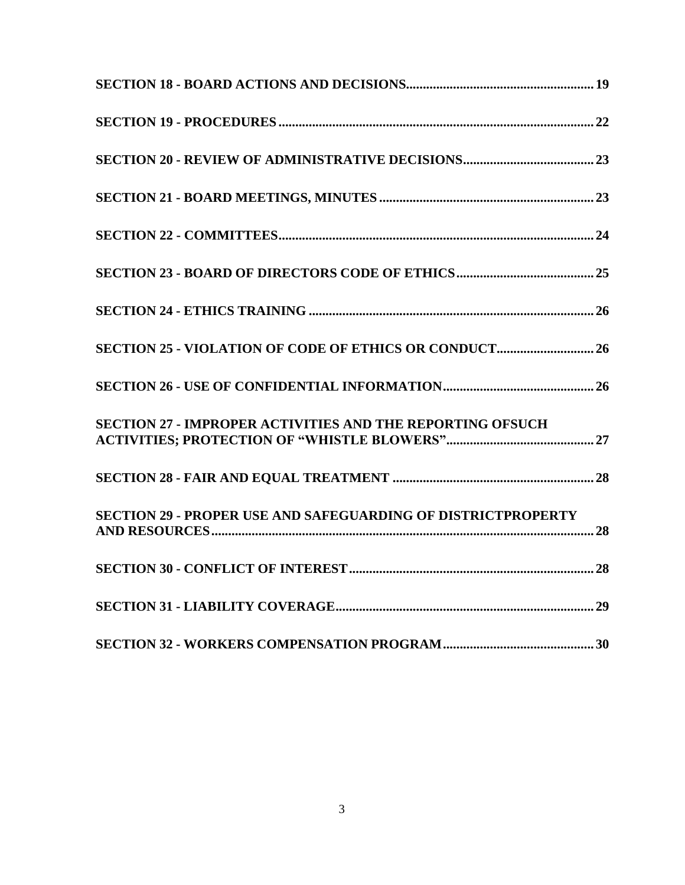**SECTION 18 - BOARD ACTIONS AND DECISIONS....................................................... 19**

**SECTION 19 - PROCEDURES ............................................................................................. 22**

**SECTION 20 - REVIEW OF ADMINISTRATIVE DECISIONS....................................... 23**

**SECTION 21 - BOARD MEETINGS, MINUTES ............................................................... 23**

**SECTION 22 - COMMITTEES............................................................................................. 24**

**SECTION 23 - BOARD OF DIRECTORS CODE OF ETHICS......................................... 25**

**SECTION 24 - ETHICS TRAINING ..................................................................................... 26**

**SECTION 25 - VIOLATION OF CODE OF ETHICS OR CONDUCT............................. 26**

**SECTION 26 - USE OF CONFIDENTIAL INFORMATION............................................. 26**

**SECTION 27 - IMPROPER ACTIVITIES AND THE REPORTING OFSUCH ACTIVITIES; PROTECTION OF "WHISTLE BLOWERS"............................................ 27**

**SECTION 28 - FAIR AND EQUAL TREATMENT ............................................................ 28**

**SECTION 29 - PROPER USE AND SAFEGUARDING OF DISTRICTPROPERTY AND RESOURCES.................................................................................................................. 28**

**SECTION 30 - CONFLICT OF INTEREST........................................................................ 28**

**SECTION 31 - LIABILITY COVERAGE............................................................................ 29**

**SECTION 32 - WORKERS COMPENSATION PROGRAM............................................. 30**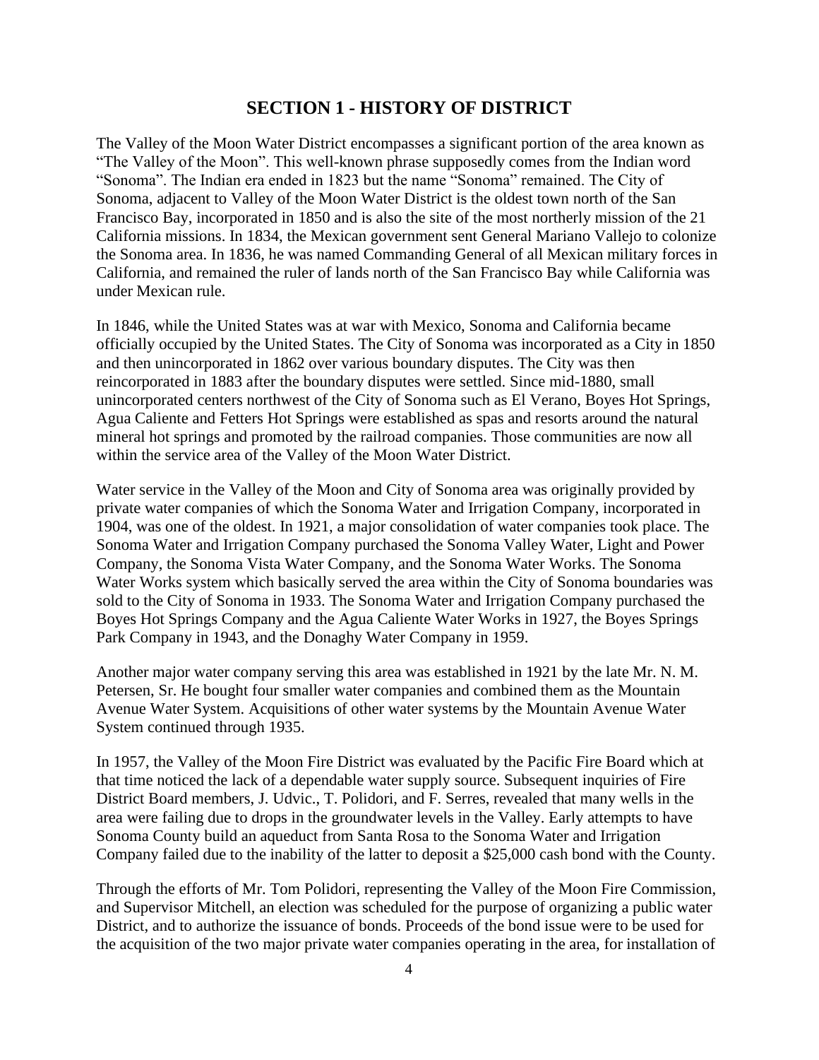# SECTION 1 - HISTORY OF DISTRICT

The Valley of the Moon Water District encompasses a significant portion of the area known as "The Valley of the Moon". This well-known phrase supposedly comes from the Indian word "Sonoma". The Indian era ended in 1823 but the name "Sonoma" remained. The City of Sonoma, adjacent to Valley of the Moon Water District is the oldest town north of the San Francisco Bay, incorporated in 1850 and is also the site of the most northerly mission of the 21 California missions. In 1834, the Mexican government sent General Mariano Vallejo to colonize the Sonoma area. In 1836, he was named Commanding General of all Mexican military forces in California, and remained the ruler of lands north of the San Francisco Bay while California was under Mexican rule.

In 1846, while the United States was at war with Mexico, Sonoma and California became officially occupied by the United States. The City of Sonoma was incorporated as a City in 1850 and then unincorporated in 1862 over various boundary disputes. The City was then reincorporated in 1883 after the boundary disputes were settled. Since mid-1880, small unincorporated centers northwest of the City of Sonoma such as El Verano, Boyes Hot Springs, Agua Caliente and Fetters Hot Springs were established as spas and resorts around the natural mineral hot springs and promoted by the railroad companies. Those communities are now all within the service area of the Valley of the Moon Water District.

Water service in the Valley of the Moon and City of Sonoma area was originally provided by private water companies of which the Sonoma Water and Irrigation Company, incorporated in 1904, was one of the oldest. In 1921, a major consolidation of water companies took place. The Sonoma Water and Irrigation Company purchased the Sonoma Valley Water, Light and Power Company, the Sonoma Vista Water Company, and the Sonoma Water Works. The Sonoma Water Works system which basically served the area within the City of Sonoma boundaries was sold to the City of Sonoma in 1933. The Sonoma Water and Irrigation Company purchased the Boyes Hot Springs Company and the Agua Caliente Water Works in 1927, the Boyes Springs Park Company in 1943, and the Donaghy Water Company in 1959.

Another major water company serving this area was established in 1921 by the late Mr. N. M. Petersen, Sr. He bought four smaller water companies and combined them as the Mountain Avenue Water System. Acquisitions of other water systems by the Mountain Avenue Water System continued through 1935.

In 1957, the Valley of the Moon Fire District was evaluated by the Pacific Fire Board which at that time noticed the lack of a dependable water supply source. Subsequent inquiries of Fire District Board members, J. Udvic., T. Polidori, and F. Serres, revealed that many wells in the area were failing due to drops in the groundwater levels in the Valley. Early attempts to have Sonoma County build an aqueduct from Santa Rosa to the Sonoma Water and Irrigation Company failed due to the inability of the latter to deposit a $25,000 cash bond with the County.

Through the efforts of Mr. Tom Polidori, representing the Valley of the Moon Fire Commission, and Supervisor Mitchell, an election was scheduled for the purpose of organizing a public water District, and to authorize the issuance of bonds. Proceeds of the bond issue were to be used for the acquisition of the two major private water companies operating in the area, for installation of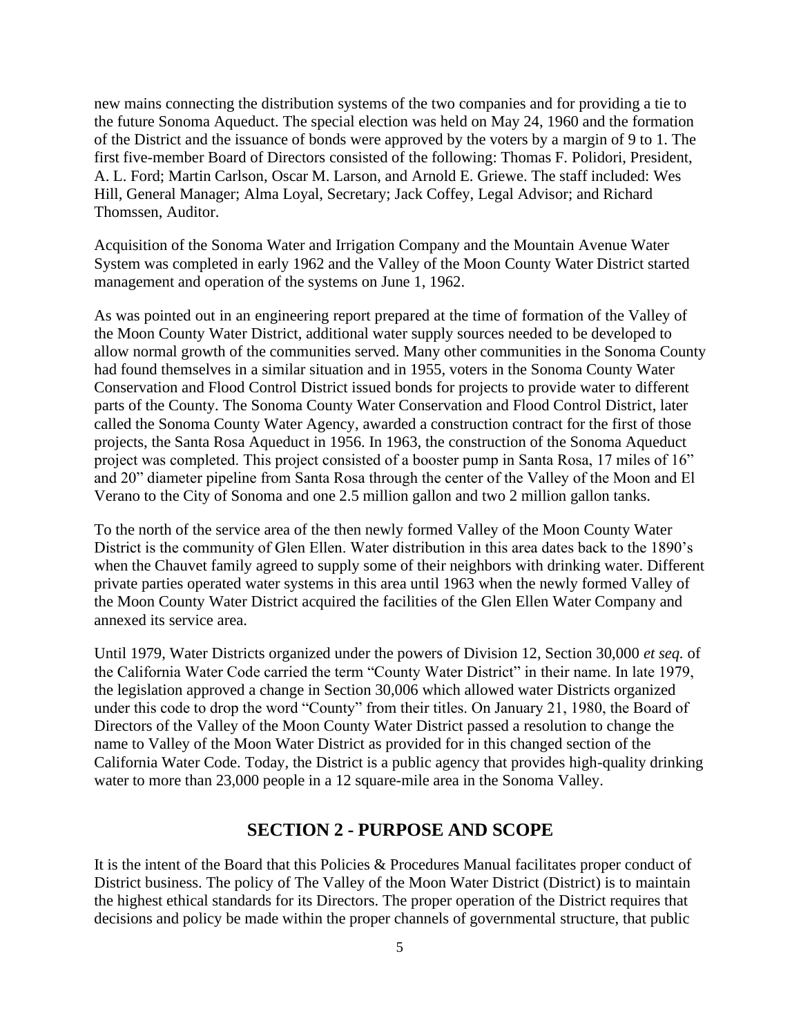new mains connecting the distribution systems of the two companies and for providing a tie to the future Sonoma Aqueduct. The special election was held on May 24, 1960 and the formation of the District and the issuance of bonds were approved by the voters by a margin of 9 to 1. The first five-member Board of Directors consisted of the following: Thomas F. Polidori, President, A. L. Ford; Martin Carlson, Oscar M. Larson, and Arnold E. Griewe. The staff included: Wes Hill, General Manager; Alma Loyal, Secretary; Jack Coffey, Legal Advisor; and Richard Thomssen, Auditor.

Acquisition of the Sonoma Water and Irrigation Company and the Mountain Avenue Water System was completed in early 1962 and the Valley of the Moon County Water District started management and operation of the systems on June 1, 1962.

As was pointed out in an engineering report prepared at the time of formation of the Valley of the Moon County Water District, additional water supply sources needed to be developed to allow normal growth of the communities served. Many other communities in the Sonoma County had found themselves in a similar situation and in 1955, voters in the Sonoma County Water Conservation and Flood Control District issued bonds for projects to provide water to different parts of the County. The Sonoma County Water Conservation and Flood Control District, later called the Sonoma County Water Agency, awarded a construction contract for the first of those projects, the Santa Rosa Aqueduct in 1956. In 1963, the construction of the Sonoma Aqueduct project was completed. This project consisted of a booster pump in Santa Rosa, 17 miles of 16" and 20" diameter pipeline from Santa Rosa through the center of the Valley of the Moon and El Verano to the City of Sonoma and one 2.5 million gallon and two 2 million gallon tanks.

To the north of the service area of the then newly formed Valley of the Moon County Water District is the community of Glen Ellen. Water distribution in this area dates back to the 1890's when the Chauvet family agreed to supply some of their neighbors with drinking water. Different private parties operated water systems in this area until 1963 when the newly formed Valley of the Moon County Water District acquired the facilities of the Glen Ellen Water Company and annexed its service area.

Until 1979, Water Districts organized under the powers of Division 12, Section 30,000 *et seq.* of the California Water Code carried the term "County Water District" in their name. In late 1979, the legislation approved a change in Section 30,006 which allowed water Districts organized under this code to drop the word "County" from their titles. On January 21, 1980, the Board of Directors of the Valley of the Moon County Water District passed a resolution to change the name to Valley of the Moon Water District as provided for in this changed section of the California Water Code. Today, the District is a public agency that provides high-quality drinking water to more than 23,000 people in a 12 square-mile area in the Sonoma Valley.

## SECTION 2 - PURPOSE AND SCOPE

It is the intent of the Board that this Policies & Procedures Manual facilitates proper conduct of District business. The policy of The Valley of the Moon Water District (District) is to maintain the highest ethical standards for its Directors. The proper operation of the District requires that decisions and policy be made within the proper channels of governmental structure, that public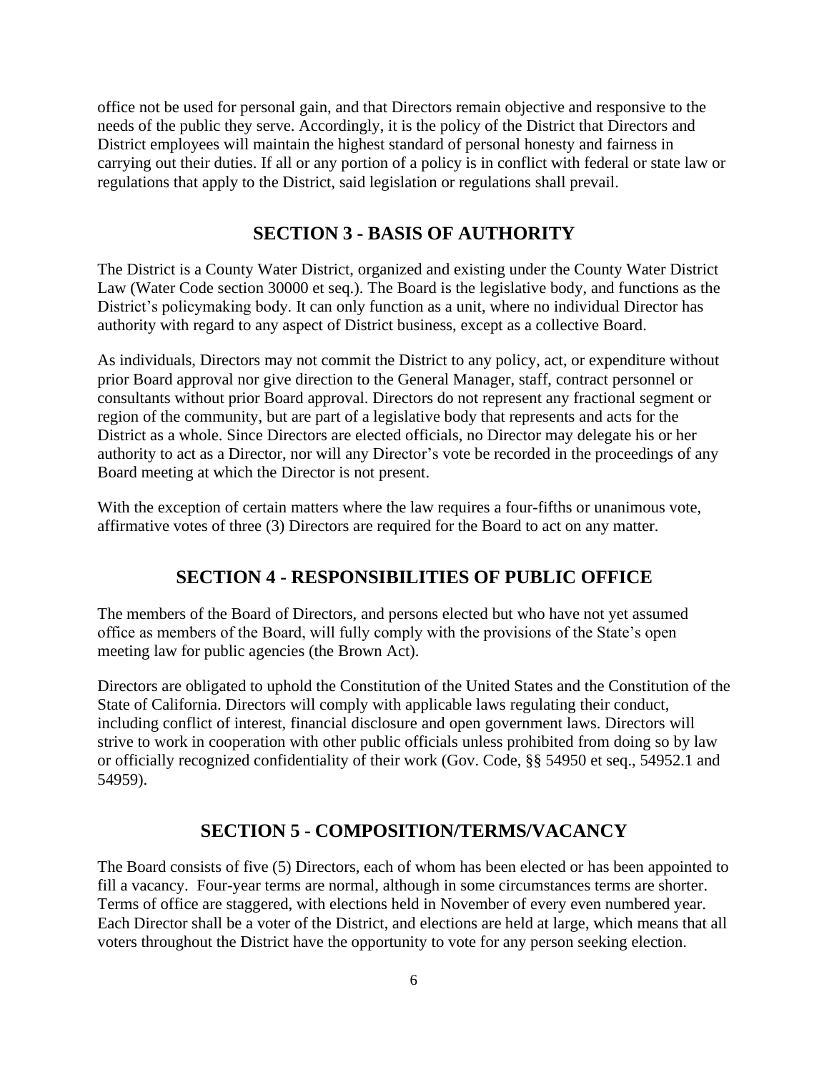office not be used for personal gain, and that Directors remain objective and responsive to the needs of the public they serve. Accordingly, it is the policy of the District that Directors and District employees will maintain the highest standard of personal honesty and fairness in carrying out their duties. If all or any portion of a policy is in conflict with federal or state law or regulations that apply to the District, said legislation or regulations shall prevail.

## SECTION 3 - BASIS OF AUTHORITY

The District is a County Water District, organized and existing under the County Water District Law (Water Code section 30000 et seq.). The Board is the legislative body, and functions as the District's policymaking body. It can only function as a unit, where no individual Director has authority with regard to any aspect of District business, except as a collective Board.

As individuals, Directors may not commit the District to any policy, act, or expenditure without prior Board approval nor give direction to the General Manager, staff, contract personnel or consultants without prior Board approval. Directors do not represent any fractional segment or region of the community, but are part of a legislative body that represents and acts for the District as a whole. Since Directors are elected officials, no Director may delegate his or her authority to act as a Director, nor will any Director's vote be recorded in the proceedings of any Board meeting at which the Director is not present.

With the exception of certain matters where the law requires a four-fifths or unanimous vote, affirmative votes of three (3) Directors are required for the Board to act on any matter.

## SECTION 4 - RESPONSIBILITIES OF PUBLIC OFFICE

The members of the Board of Directors, and persons elected but who have not yet assumed office as members of the Board, will fully comply with the provisions of the State's open meeting law for public agencies (the Brown Act).

Directors are obligated to uphold the Constitution of the United States and the Constitution of the State of California. Directors will comply with applicable laws regulating their conduct, including conflict of interest, financial disclosure and open government laws. Directors will strive to work in cooperation with other public officials unless prohibited from doing so by law or officially recognized confidentiality of their work (Gov. Code, §§ 54950 et seq., 54952.1 and 54959).

## SECTION 5 - COMPOSITION/TERMS/VACANCY

The Board consists of five (5) Directors, each of whom has been elected or has been appointed to fill a vacancy. Four-year terms are normal, although in some circumstances terms are shorter. Terms of office are staggered, with elections held in November of every even numbered year. Each Director shall be a voter of the District, and elections are held at large, which means that all voters throughout the District have the opportunity to vote for any person seeking election.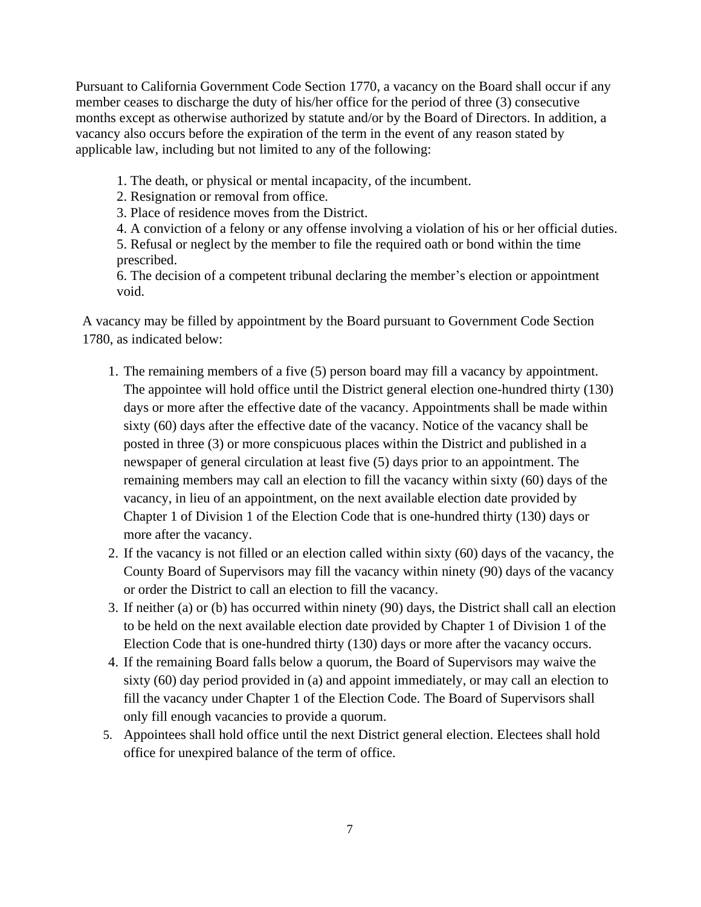Pursuant to California Government Code Section 1770, a vacancy on the Board shall occur if any member ceases to discharge the duty of his/her office for the period of three (3) consecutive months except as otherwise authorized by statute and/or by the Board of Directors. In addition, a vacancy also occurs before the expiration of the term in the event of any reason stated by applicable law, including but not limited to any of the following:

1. The death, or physical or mental incapacity, of the incumbent.
2. Resignation or removal from office.
3. Place of residence moves from the District.
4. A conviction of a felony or any offense involving a violation of his or her official duties.
5. Refusal or neglect by the member to file the required oath or bond within the time prescribed.
6. The decision of a competent tribunal declaring the member's election or appointment void.

A vacancy may be filled by appointment by the Board pursuant to Government Code Section 1780, as indicated below:

1. The remaining members of a five (5) person board may fill a vacancy by appointment. The appointee will hold office until the District general election one-hundred thirty (130) days or more after the effective date of the vacancy. Appointments shall be made within sixty (60) days after the effective date of the vacancy. Notice of the vacancy shall be posted in three (3) or more conspicuous places within the District and published in a newspaper of general circulation at least five (5) days prior to an appointment. The remaining members may call an election to fill the vacancy within sixty (60) days of the vacancy, in lieu of an appointment, on the next available election date provided by Chapter 1 of Division 1 of the Election Code that is one-hundred thirty (130) days or more after the vacancy.
2. If the vacancy is not filled or an election called within sixty (60) days of the vacancy, the County Board of Supervisors may fill the vacancy within ninety (90) days of the vacancy or order the District to call an election to fill the vacancy.
3. If neither (a) or (b) has occurred within ninety (90) days, the District shall call an election to be held on the next available election date provided by Chapter 1 of Division 1 of the Election Code that is one-hundred thirty (130) days or more after the vacancy occurs.
4. If the remaining Board falls below a quorum, the Board of Supervisors may waive the sixty (60) day period provided in (a) and appoint immediately, or may call an election to fill the vacancy under Chapter 1 of the Election Code. The Board of Supervisors shall only fill enough vacancies to provide a quorum.
5. Appointees shall hold office until the next District general election. Electees shall hold office for unexpired balance of the term of office.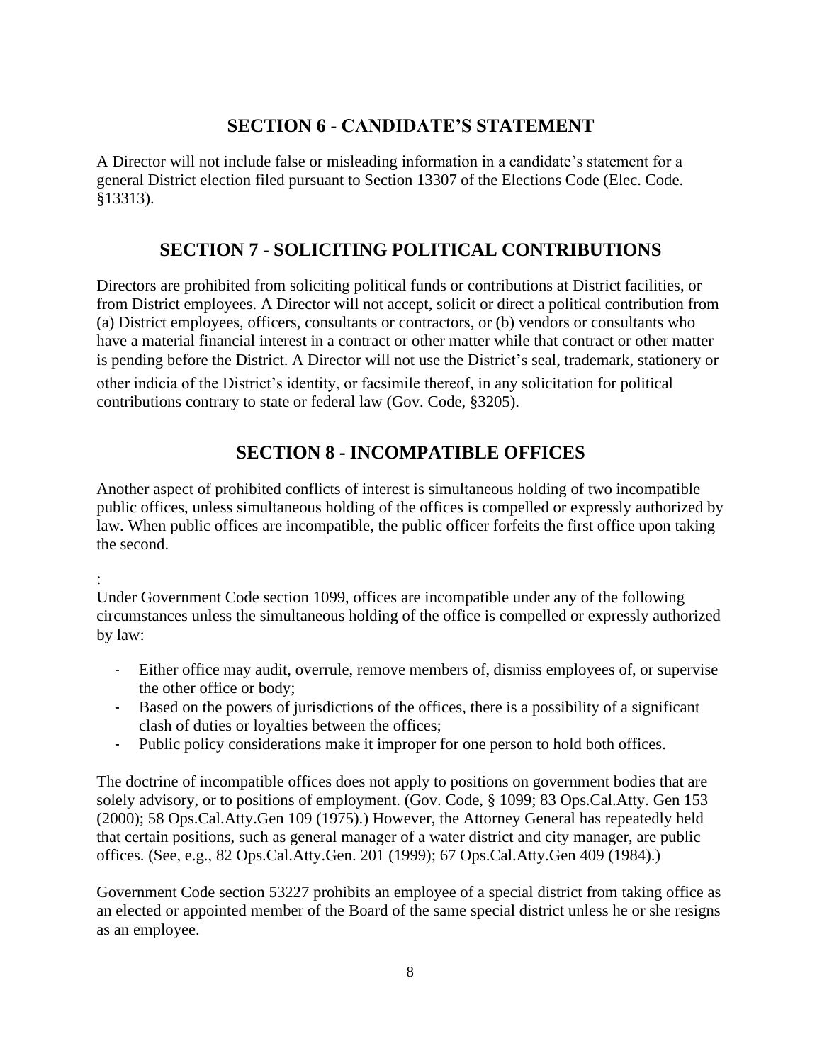## SECTION 6 - CANDIDATE'S STATEMENT

A Director will not include false or misleading information in a candidate's statement for a general District election filed pursuant to Section 13307 of the Elections Code (Elec. Code. §13313).

## SECTION 7 - SOLICITING POLITICAL CONTRIBUTIONS

Directors are prohibited from soliciting political funds or contributions at District facilities, or from District employees. A Director will not accept, solicit or direct a political contribution from (a) District employees, officers, consultants or contractors, or (b) vendors or consultants who have a material financial interest in a contract or other matter while that contract or other matter is pending before the District. A Director will not use the District's seal, trademark, stationery or other indicia of the District's identity, or facsimile thereof, in any solicitation for political contributions contrary to state or federal law (Gov. Code, §3205).

## SECTION 8 - INCOMPATIBLE OFFICES

Another aspect of prohibited conflicts of interest is simultaneous holding of two incompatible public offices, unless simultaneous holding of the offices is compelled or expressly authorized by law. When public offices are incompatible, the public officer forfeits the first office upon taking the second.

:

Under Government Code section 1099, offices are incompatible under any of the following circumstances unless the simultaneous holding of the office is compelled or expressly authorized by law:

- Either office may audit, overrule, remove members of, dismiss employees of, or supervise the other office or body;
- Based on the powers of jurisdictions of the offices, there is a possibility of a significant clash of duties or loyalties between the offices;
- Public policy considerations make it improper for one person to hold both offices.

The doctrine of incompatible offices does not apply to positions on government bodies that are solely advisory, or to positions of employment. (Gov. Code, § 1099; 83 Ops.Cal.Atty. Gen 153 (2000); 58 Ops.Cal.Atty.Gen 109 (1975).) However, the Attorney General has repeatedly held that certain positions, such as general manager of a water district and city manager, are public offices. (See, e.g., 82 Ops.Cal.Atty.Gen. 201 (1999); 67 Ops.Cal.Atty.Gen 409 (1984).)

Government Code section 53227 prohibits an employee of a special district from taking office as an elected or appointed member of the Board of the same special district unless he or she resigns as an employee.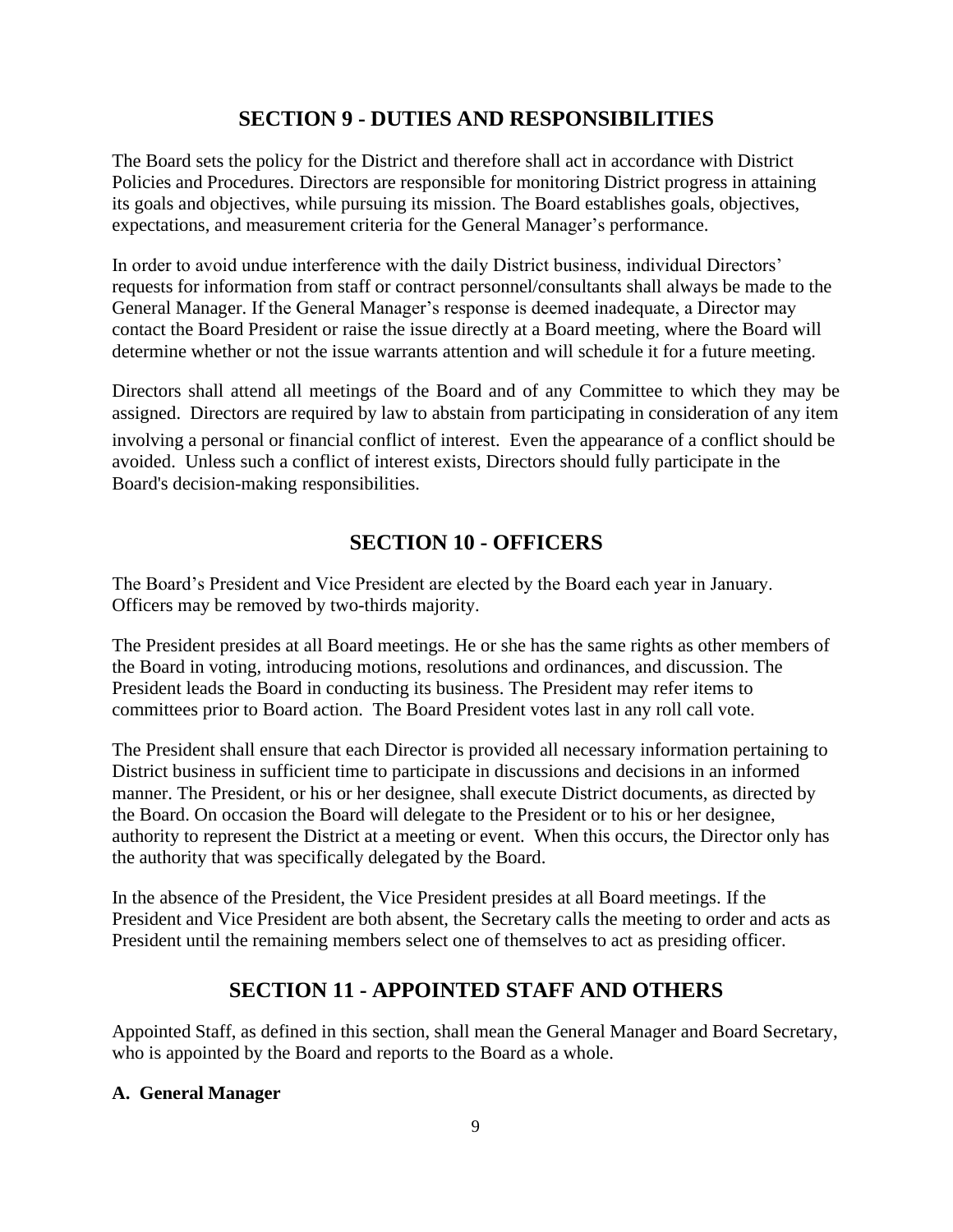## SECTION 9 - DUTIES AND RESPONSIBILITIES

The Board sets the policy for the District and therefore shall act in accordance with District Policies and Procedures. Directors are responsible for monitoring District progress in attaining its goals and objectives, while pursuing its mission. The Board establishes goals, objectives, expectations, and measurement criteria for the General Manager's performance.

In order to avoid undue interference with the daily District business, individual Directors' requests for information from staff or contract personnel/consultants shall always be made to the General Manager. If the General Manager's response is deemed inadequate, a Director may contact the Board President or raise the issue directly at a Board meeting, where the Board will determine whether or not the issue warrants attention and will schedule it for a future meeting.

Directors shall attend all meetings of the Board and of any Committee to which they may be assigned. Directors are required by law to abstain from participating in consideration of any item involving a personal or financial conflict of interest. Even the appearance of a conflict should be avoided. Unless such a conflict of interest exists, Directors should fully participate in the Board's decision-making responsibilities.

## SECTION 10 - OFFICERS

The Board's President and Vice President are elected by the Board each year in January. Officers may be removed by two-thirds majority.

The President presides at all Board meetings. He or she has the same rights as other members of the Board in voting, introducing motions, resolutions and ordinances, and discussion. The President leads the Board in conducting its business. The President may refer items to committees prior to Board action. The Board President votes last in any roll call vote.

The President shall ensure that each Director is provided all necessary information pertaining to District business in sufficient time to participate in discussions and decisions in an informed manner. The President, or his or her designee, shall execute District documents, as directed by the Board. On occasion the Board will delegate to the President or to his or her designee, authority to represent the District at a meeting or event. When this occurs, the Director only has the authority that was specifically delegated by the Board.

In the absence of the President, the Vice President presides at all Board meetings. If the President and Vice President are both absent, the Secretary calls the meeting to order and acts as President until the remaining members select one of themselves to act as presiding officer.

## SECTION 11 - APPOINTED STAFF AND OTHERS

Appointed Staff, as defined in this section, shall mean the General Manager and Board Secretary, who is appointed by the Board and reports to the Board as a whole.

### A. General Manager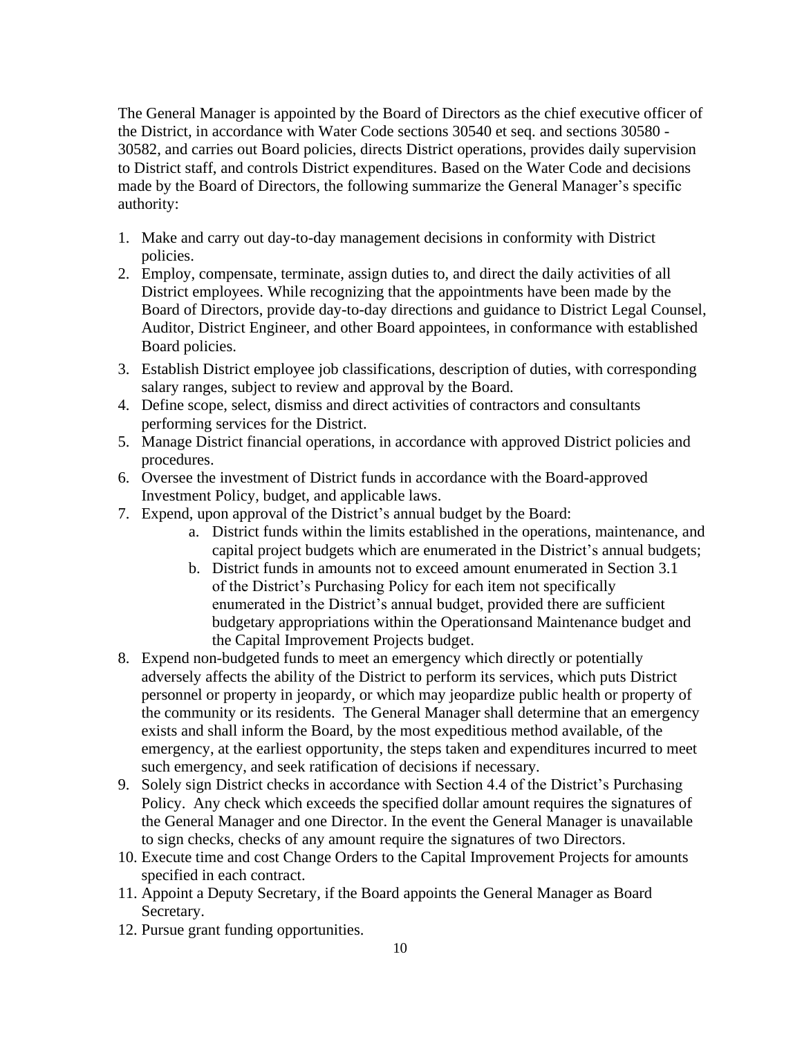The General Manager is appointed by the Board of Directors as the chief executive officer of the District, in accordance with Water Code sections 30540 et seq. and sections 30580 - 30582, and carries out Board policies, directs District operations, provides daily supervision to District staff, and controls District expenditures. Based on the Water Code and decisions made by the Board of Directors, the following summarize the General Manager's specific authority:

1. Make and carry out day-to-day management decisions in conformity with District policies.
2. Employ, compensate, terminate, assign duties to, and direct the daily activities of all District employees. While recognizing that the appointments have been made by the Board of Directors, provide day-to-day directions and guidance to District Legal Counsel, Auditor, District Engineer, and other Board appointees, in conformance with established Board policies.
3. Establish District employee job classifications, description of duties, with corresponding salary ranges, subject to review and approval by the Board.
4. Define scope, select, dismiss and direct activities of contractors and consultants performing services for the District.
5. Manage District financial operations, in accordance with approved District policies and procedures.
6. Oversee the investment of District funds in accordance with the Board-approved Investment Policy, budget, and applicable laws.
7. Expend, upon approval of the District's annual budget by the Board:
    a. District funds within the limits established in the operations, maintenance, and capital project budgets which are enumerated in the District's annual budgets;
    b. District funds in amounts not to exceed amount enumerated in Section 3.1 of the District's Purchasing Policy for each item not specifically enumerated in the District's annual budget, provided there are sufficient budgetary appropriations within the Operationsand Maintenance budget and the Capital Improvement Projects budget.
8. Expend non-budgeted funds to meet an emergency which directly or potentially adversely affects the ability of the District to perform its services, which puts District personnel or property in jeopardy, or which may jeopardize public health or property of the community or its residents. The General Manager shall determine that an emergency exists and shall inform the Board, by the most expeditious method available, of the emergency, at the earliest opportunity, the steps taken and expenditures incurred to meet such emergency, and seek ratification of decisions if necessary.
9. Solely sign District checks in accordance with Section 4.4 of the District's Purchasing Policy. Any check which exceeds the specified dollar amount requires the signatures of the General Manager and one Director. In the event the General Manager is unavailable to sign checks, checks of any amount require the signatures of two Directors.
10. Execute time and cost Change Orders to the Capital Improvement Projects for amounts specified in each contract.
11. Appoint a Deputy Secretary, if the Board appoints the General Manager as Board Secretary.
12. Pursue grant funding opportunities.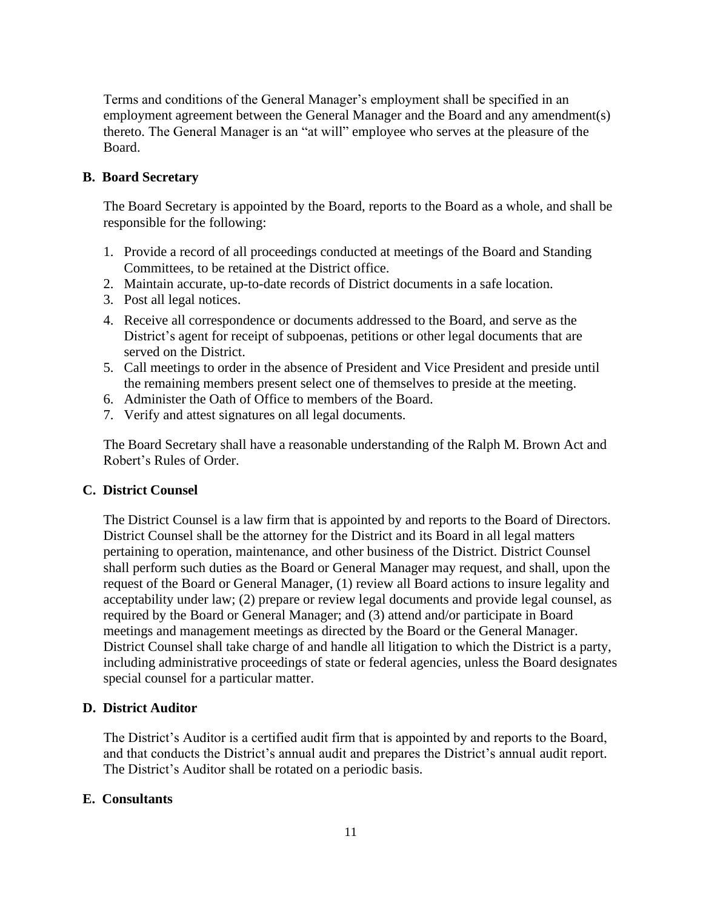Terms and conditions of the General Manager's employment shall be specified in an employment agreement between the General Manager and the Board and any amendment(s) thereto. The General Manager is an "at will" employee who serves at the pleasure of the Board.

### B. Board Secretary

The Board Secretary is appointed by the Board, reports to the Board as a whole, and shall be responsible for the following:

1. Provide a record of all proceedings conducted at meetings of the Board and Standing Committees, to be retained at the District office.
2. Maintain accurate, up-to-date records of District documents in a safe location.
3. Post all legal notices.
4. Receive all correspondence or documents addressed to the Board, and serve as the District's agent for receipt of subpoenas, petitions or other legal documents that are served on the District.
5. Call meetings to order in the absence of President and Vice President and preside until the remaining members present select one of themselves to preside at the meeting.
6. Administer the Oath of Office to members of the Board.
7. Verify and attest signatures on all legal documents.

The Board Secretary shall have a reasonable understanding of the Ralph M. Brown Act and Robert's Rules of Order.

### C. District Counsel

The District Counsel is a law firm that is appointed by and reports to the Board of Directors. District Counsel shall be the attorney for the District and its Board in all legal matters pertaining to operation, maintenance, and other business of the District. District Counsel shall perform such duties as the Board or General Manager may request, and shall, upon the request of the Board or General Manager, (1) review all Board actions to insure legality and acceptability under law; (2) prepare or review legal documents and provide legal counsel, as required by the Board or General Manager; and (3) attend and/or participate in Board meetings and management meetings as directed by the Board or the General Manager. District Counsel shall take charge of and handle all litigation to which the District is a party, including administrative proceedings of state or federal agencies, unless the Board designates special counsel for a particular matter.

### D. District Auditor

The District's Auditor is a certified audit firm that is appointed by and reports to the Board, and that conducts the District's annual audit and prepares the District's annual audit report. The District's Auditor shall be rotated on a periodic basis.

### E. Consultants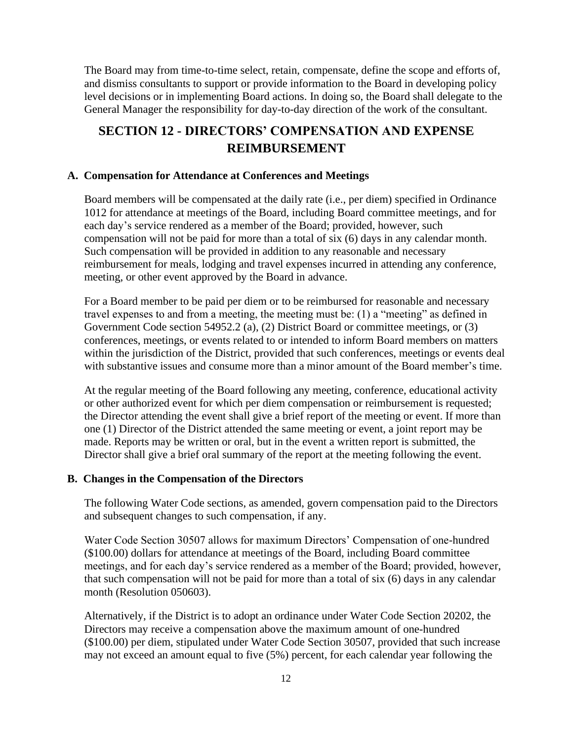The Board may from time-to-time select, retain, compensate, define the scope and efforts of, and dismiss consultants to support or provide information to the Board in developing policy level decisions or in implementing Board actions. In doing so, the Board shall delegate to the General Manager the responsibility for day-to-day direction of the work of the consultant.

# SECTION 12 - DIRECTORS' COMPENSATION AND EXPENSE REIMBURSEMENT

### A. Compensation for Attendance at Conferences and Meetings

Board members will be compensated at the daily rate (i.e., per diem) specified in Ordinance 1012 for attendance at meetings of the Board, including Board committee meetings, and for each day's service rendered as a member of the Board; provided, however, such compensation will not be paid for more than a total of six (6) days in any calendar month. Such compensation will be provided in addition to any reasonable and necessary reimbursement for meals, lodging and travel expenses incurred in attending any conference, meeting, or other event approved by the Board in advance.

For a Board member to be paid per diem or to be reimbursed for reasonable and necessary travel expenses to and from a meeting, the meeting must be: (1) a "meeting" as defined in Government Code section 54952.2 (a), (2) District Board or committee meetings, or (3) conferences, meetings, or events related to or intended to inform Board members on matters within the jurisdiction of the District, provided that such conferences, meetings or events deal with substantive issues and consume more than a minor amount of the Board member's time.

At the regular meeting of the Board following any meeting, conference, educational activity or other authorized event for which per diem compensation or reimbursement is requested; the Director attending the event shall give a brief report of the meeting or event. If more than one (1) Director of the District attended the same meeting or event, a joint report may be made. Reports may be written or oral, but in the event a written report is submitted, the Director shall give a brief oral summary of the report at the meeting following the event.

### B. Changes in the Compensation of the Directors

The following Water Code sections, as amended, govern compensation paid to the Directors and subsequent changes to such compensation, if any.

Water Code Section 30507 allows for maximum Directors' Compensation of one-hundred ($100.00) dollars for attendance at meetings of the Board, including Board committee meetings, and for each day's service rendered as a member of the Board; provided, however, that such compensation will not be paid for more than a total of six (6) days in any calendar month (Resolution 050603).

Alternatively, if the District is to adopt an ordinance under Water Code Section 20202, the Directors may receive a compensation above the maximum amount of one-hundred ($100.00) per diem, stipulated under Water Code Section 30507, provided that such increase may not exceed an amount equal to five (5%) percent, for each calendar year following the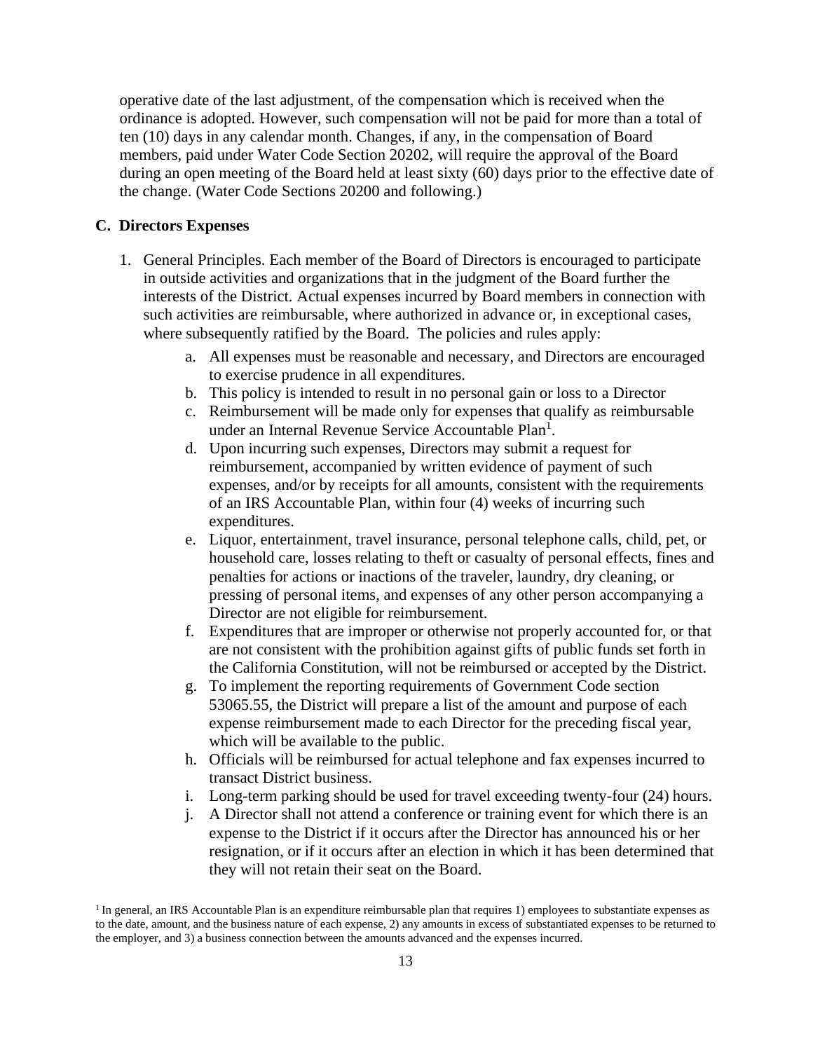operative date of the last adjustment, of the compensation which is received when the ordinance is adopted. However, such compensation will not be paid for more than a total of ten (10) days in any calendar month. Changes, if any, in the compensation of Board members, paid under Water Code Section 20202, will require the approval of the Board during an open meeting of the Board held at least sixty (60) days prior to the effective date of the change. (Water Code Sections 20200 and following.)

### C. Directors Expenses

1. General Principles. Each member of the Board of Directors is encouraged to participate in outside activities and organizations that in the judgment of the Board further the interests of the District. Actual expenses incurred by Board members in connection with such activities are reimbursable, where authorized in advance or, in exceptional cases, where subsequently ratified by the Board. The policies and rules apply:
    a. All expenses must be reasonable and necessary, and Directors are encouraged to exercise prudence in all expenditures.
    b. This policy is intended to result in no personal gain or loss to a Director
    c. Reimbursement will be made only for expenses that qualify as reimbursable under an Internal Revenue Service Accountable Plan[1].
    d. Upon incurring such expenses, Directors may submit a request for reimbursement, accompanied by written evidence of payment of such expenses, and/or by receipts for all amounts, consistent with the requirements of an IRS Accountable Plan, within four (4) weeks of incurring such expenditures.
    e. Liquor, entertainment, travel insurance, personal telephone calls, child, pet, or household care, losses relating to theft or casualty of personal effects, fines and penalties for actions or inactions of the traveler, laundry, dry cleaning, or pressing of personal items, and expenses of any other person accompanying a Director are not eligible for reimbursement.
    f. Expenditures that are improper or otherwise not properly accounted for, or that are not consistent with the prohibition against gifts of public funds set forth in the California Constitution, will not be reimbursed or accepted by the District.
    g. To implement the reporting requirements of Government Code section 53065.55, the District will prepare a list of the amount and purpose of each expense reimbursement made to each Director for the preceding fiscal year, which will be available to the public.
    h. Officials will be reimbursed for actual telephone and fax expenses incurred to transact District business.
    i. Long-term parking should be used for travel exceeding twenty-four (24) hours.
    j. A Director shall not attend a conference or training event for which there is an expense to the District if it occurs after the Director has announced his or her resignation, or if it occurs after an election in which it has been determined that they will not retain their seat on the Board.

[1] In general, an IRS Accountable Plan is an expenditure reimbursable plan that requires 1) employees to substantiate expenses as to the date, amount, and the business nature of each expense, 2) any amounts in excess of substantiated expenses to be returned to the employer, and 3) a business connection between the amounts advanced and the expenses incurred.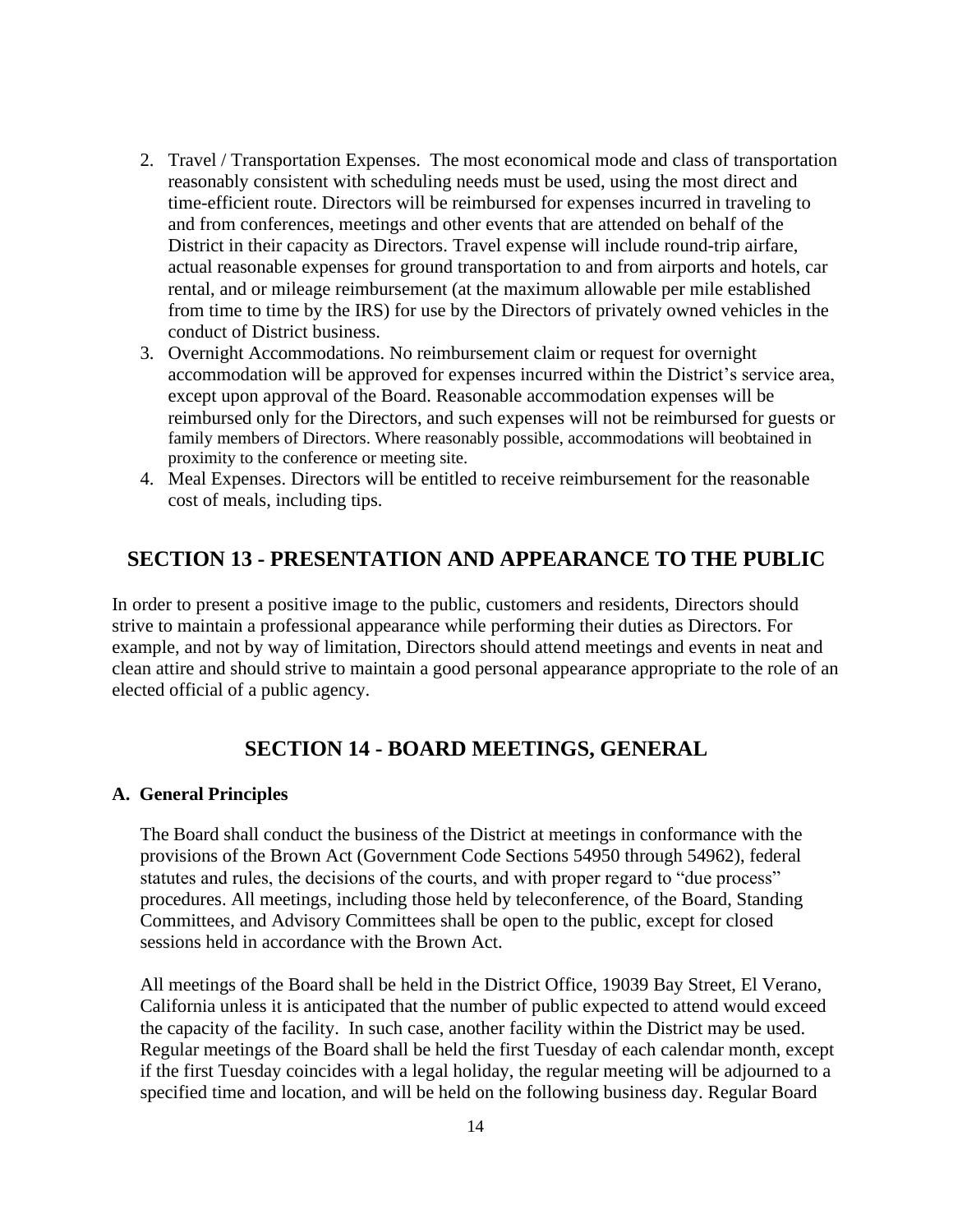2. Travel / Transportation Expenses. The most economical mode and class of transportation reasonably consistent with scheduling needs must be used, using the most direct and time-efficient route. Directors will be reimbursed for expenses incurred in traveling to and from conferences, meetings and other events that are attended on behalf of the District in their capacity as Directors. Travel expense will include round-trip airfare, actual reasonable expenses for ground transportation to and from airports and hotels, car rental, and or mileage reimbursement (at the maximum allowable per mile established from time to time by the IRS) for use by the Directors of privately owned vehicles in the conduct of District business.
3. Overnight Accommodations. No reimbursement claim or request for overnight accommodation will be approved for expenses incurred within the District's service area, except upon approval of the Board. Reasonable accommodation expenses will be reimbursed only for the Directors, and such expenses will not be reimbursed for guests or family members of Directors. Where reasonably possible, accommodations will beobtained in proximity to the conference or meeting site.
4. Meal Expenses. Directors will be entitled to receive reimbursement for the reasonable cost of meals, including tips.

## SECTION 13 - PRESENTATION AND APPEARANCE TO THE PUBLIC

In order to present a positive image to the public, customers and residents, Directors should strive to maintain a professional appearance while performing their duties as Directors. For example, and not by way of limitation, Directors should attend meetings and events in neat and clean attire and should strive to maintain a good personal appearance appropriate to the role of an elected official of a public agency.

## SECTION 14 - BOARD MEETINGS, GENERAL

### A. General Principles

The Board shall conduct the business of the District at meetings in conformance with the provisions of the Brown Act (Government Code Sections 54950 through 54962), federal statutes and rules, the decisions of the courts, and with proper regard to "due process" procedures. All meetings, including those held by teleconference, of the Board, Standing Committees, and Advisory Committees shall be open to the public, except for closed sessions held in accordance with the Brown Act.

All meetings of the Board shall be held in the District Office, 19039 Bay Street, El Verano, California unless it is anticipated that the number of public expected to attend would exceed the capacity of the facility. In such case, another facility within the District may be used. Regular meetings of the Board shall be held the first Tuesday of each calendar month, except if the first Tuesday coincides with a legal holiday, the regular meeting will be adjourned to a specified time and location, and will be held on the following business day. Regular Board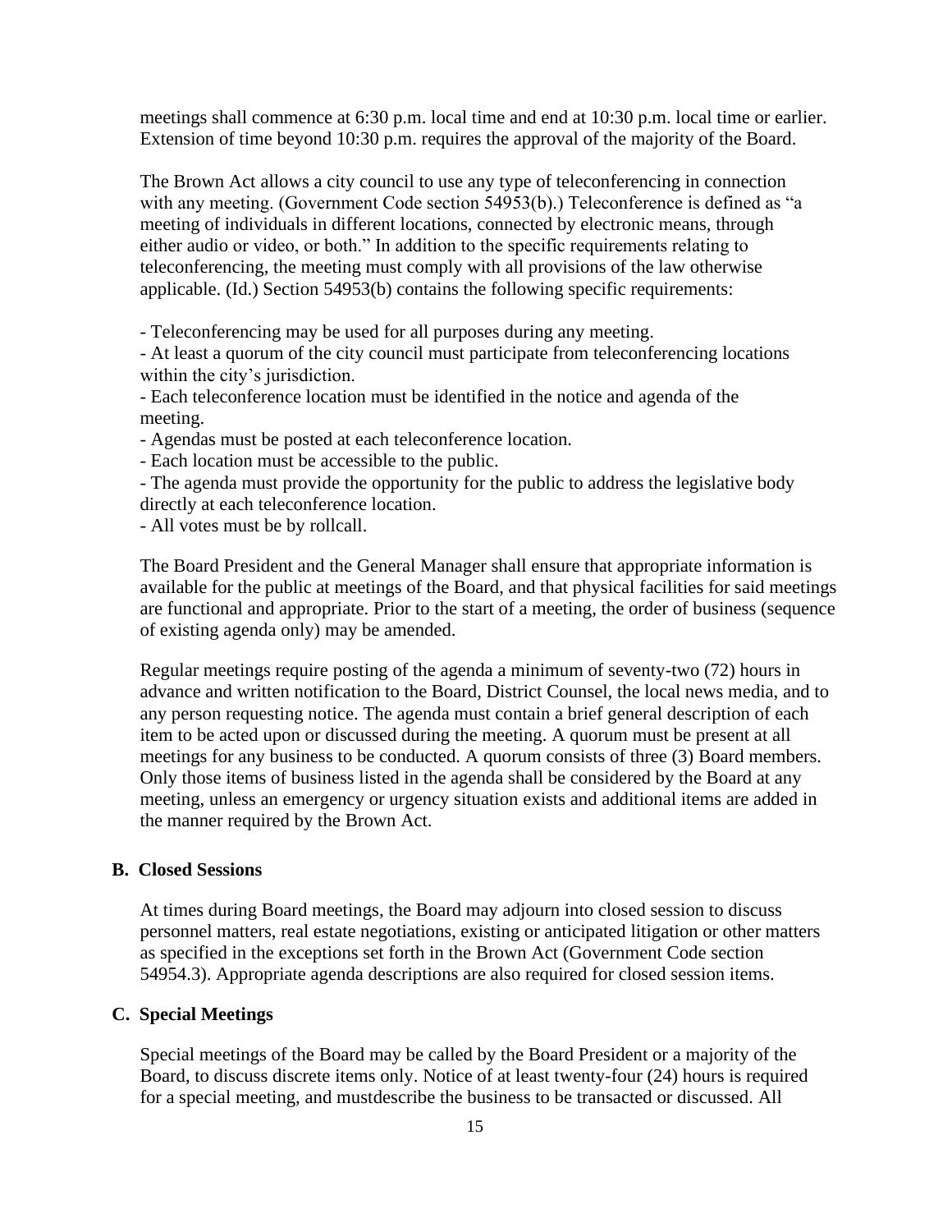meetings shall commence at 6:30 p.m. local time and end at 10:30 p.m. local time or earlier. Extension of time beyond 10:30 p.m. requires the approval of the majority of the Board.

The Brown Act allows a city council to use any type of teleconferencing in connection with any meeting. (Government Code section 54953(b).) Teleconference is defined as "a meeting of individuals in different locations, connected by electronic means, through either audio or video, or both." In addition to the specific requirements relating to teleconferencing, the meeting must comply with all provisions of the law otherwise applicable. (Id.) Section 54953(b) contains the following specific requirements:

- Teleconferencing may be used for all purposes during any meeting.
- At least a quorum of the city council must participate from teleconferencing locations within the city's jurisdiction.
- Each teleconference location must be identified in the notice and agenda of the meeting.
- Agendas must be posted at each teleconference location.
- Each location must be accessible to the public.
- The agenda must provide the opportunity for the public to address the legislative body directly at each teleconference location.
- All votes must be by rollcall.

The Board President and the General Manager shall ensure that appropriate information is available for the public at meetings of the Board, and that physical facilities for said meetings are functional and appropriate. Prior to the start of a meeting, the order of business (sequence of existing agenda only) may be amended.

Regular meetings require posting of the agenda a minimum of seventy-two (72) hours in advance and written notification to the Board, District Counsel, the local news media, and to any person requesting notice. The agenda must contain a brief general description of each item to be acted upon or discussed during the meeting. A quorum must be present at all meetings for any business to be conducted. A quorum consists of three (3) Board members. Only those items of business listed in the agenda shall be considered by the Board at any meeting, unless an emergency or urgency situation exists and additional items are added in the manner required by the Brown Act.

### B. Closed Sessions

At times during Board meetings, the Board may adjourn into closed session to discuss personnel matters, real estate negotiations, existing or anticipated litigation or other matters as specified in the exceptions set forth in the Brown Act (Government Code section 54954.3). Appropriate agenda descriptions are also required for closed session items.

### C. Special Meetings

Special meetings of the Board may be called by the Board President or a majority of the Board, to discuss discrete items only. Notice of at least twenty-four (24) hours is required for a special meeting, and mustdescribe the business to be transacted or discussed. All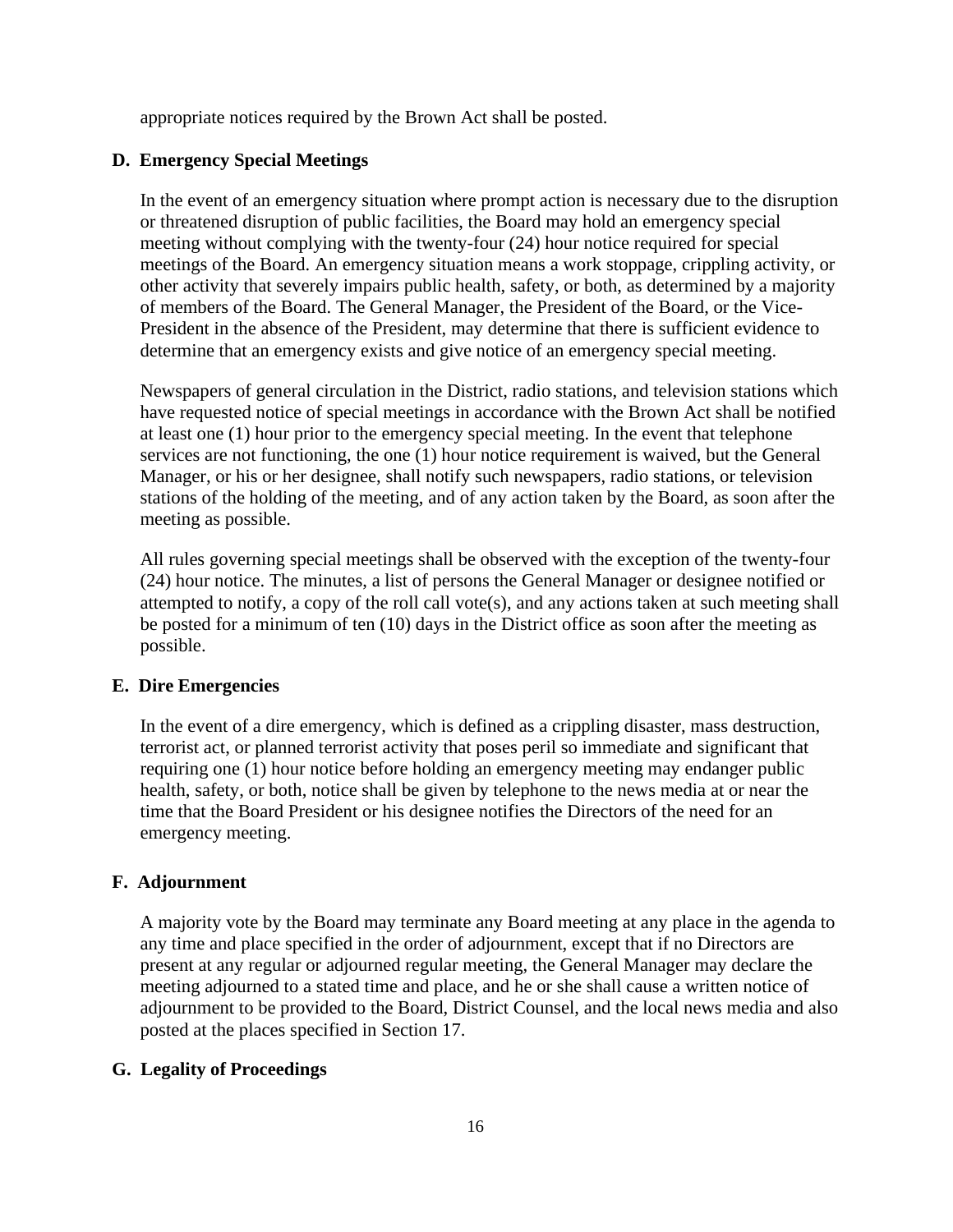appropriate notices required by the Brown Act shall be posted.

### D. Emergency Special Meetings

In the event of an emergency situation where prompt action is necessary due to the disruption or threatened disruption of public facilities, the Board may hold an emergency special meeting without complying with the twenty-four (24) hour notice required for special meetings of the Board. An emergency situation means a work stoppage, crippling activity, or other activity that severely impairs public health, safety, or both, as determined by a majority of members of the Board. The General Manager, the President of the Board, or the Vice-President in the absence of the President, may determine that there is sufficient evidence to determine that an emergency exists and give notice of an emergency special meeting.

Newspapers of general circulation in the District, radio stations, and television stations which have requested notice of special meetings in accordance with the Brown Act shall be notified at least one (1) hour prior to the emergency special meeting. In the event that telephone services are not functioning, the one (1) hour notice requirement is waived, but the General Manager, or his or her designee, shall notify such newspapers, radio stations, or television stations of the holding of the meeting, and of any action taken by the Board, as soon after the meeting as possible.

All rules governing special meetings shall be observed with the exception of the twenty-four (24) hour notice. The minutes, a list of persons the General Manager or designee notified or attempted to notify, a copy of the roll call vote(s), and any actions taken at such meeting shall be posted for a minimum of ten (10) days in the District office as soon after the meeting as possible.

### E. Dire Emergencies

In the event of a dire emergency, which is defined as a crippling disaster, mass destruction, terrorist act, or planned terrorist activity that poses peril so immediate and significant that requiring one (1) hour notice before holding an emergency meeting may endanger public health, safety, or both, notice shall be given by telephone to the news media at or near the time that the Board President or his designee notifies the Directors of the need for an emergency meeting.

### F. Adjournment

A majority vote by the Board may terminate any Board meeting at any place in the agenda to any time and place specified in the order of adjournment, except that if no Directors are present at any regular or adjourned regular meeting, the General Manager may declare the meeting adjourned to a stated time and place, and he or she shall cause a written notice of adjournment to be provided to the Board, District Counsel, and the local news media and also posted at the places specified in Section 17.

### G. Legality of Proceedings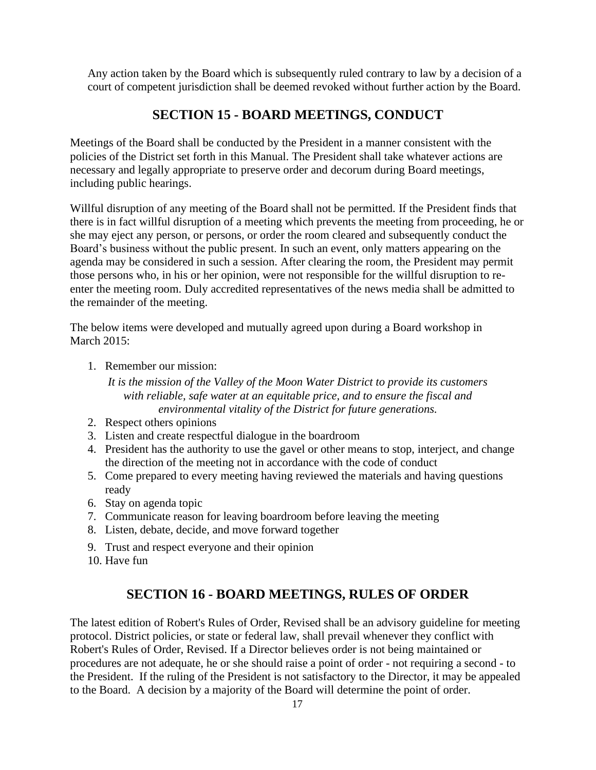Any action taken by the Board which is subsequently ruled contrary to law by a decision of a court of competent jurisdiction shall be deemed revoked without further action by the Board.

## SECTION 15 - BOARD MEETINGS, CONDUCT

Meetings of the Board shall be conducted by the President in a manner consistent with the policies of the District set forth in this Manual. The President shall take whatever actions are necessary and legally appropriate to preserve order and decorum during Board meetings, including public hearings.

Willful disruption of any meeting of the Board shall not be permitted. If the President finds that there is in fact willful disruption of a meeting which prevents the meeting from proceeding, he or she may eject any person, or persons, or order the room cleared and subsequently conduct the Board's business without the public present. In such an event, only matters appearing on the agenda may be considered in such a session. After clearing the room, the President may permit those persons who, in his or her opinion, were not responsible for the willful disruption to re-enter the meeting room. Duly accredited representatives of the news media shall be admitted to the remainder of the meeting.

The below items were developed and mutually agreed upon during a Board workshop in March 2015:

1. Remember our mission:

   *It is the mission of the Valley of the Moon Water District to provide its customers with reliable, safe water at an equitable price, and to ensure the fiscal and environmental vitality of the District for future generations.*
2. Respect others opinions
3. Listen and create respectful dialogue in the boardroom
4. President has the authority to use the gavel or other means to stop, interject, and change the direction of the meeting not in accordance with the code of conduct
5. Come prepared to every meeting having reviewed the materials and having questions ready
6. Stay on agenda topic
7. Communicate reason for leaving boardroom before leaving the meeting
8. Listen, debate, decide, and move forward together
9. Trust and respect everyone and their opinion
10. Have fun

## SECTION 16 - BOARD MEETINGS, RULES OF ORDER

The latest edition of Robert's Rules of Order, Revised shall be an advisory guideline for meeting protocol. District policies, or state or federal law, shall prevail whenever they conflict with Robert's Rules of Order, Revised. If a Director believes order is not being maintained or procedures are not adequate, he or she should raise a point of order - not requiring a second - to the President. If the ruling of the President is not satisfactory to the Director, it may be appealed to the Board. A decision by a majority of the Board will determine the point of order.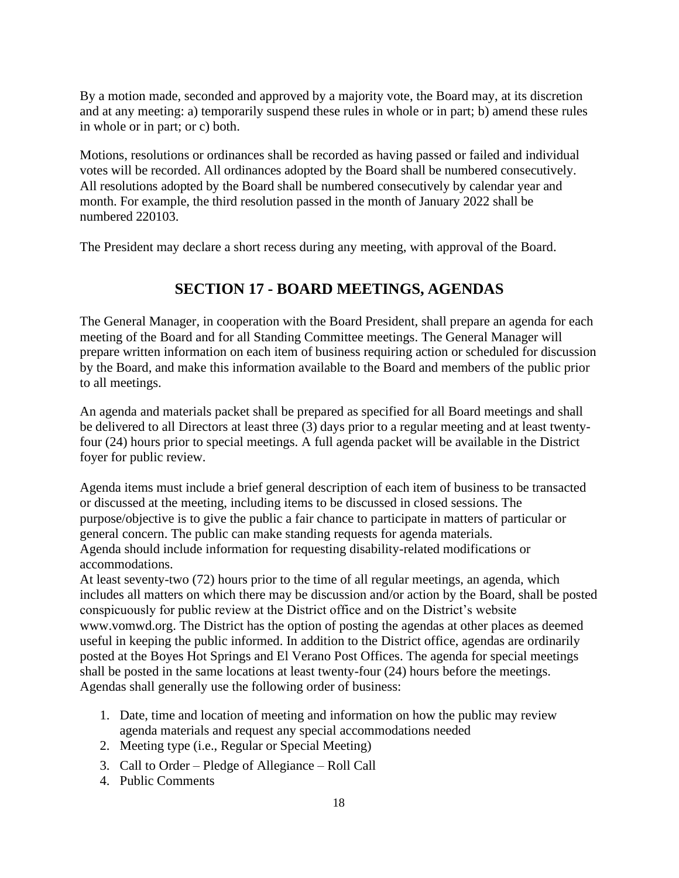By a motion made, seconded and approved by a majority vote, the Board may, at its discretion and at any meeting: a) temporarily suspend these rules in whole or in part; b) amend these rules in whole or in part; or c) both.

Motions, resolutions or ordinances shall be recorded as having passed or failed and individual votes will be recorded. All ordinances adopted by the Board shall be numbered consecutively. All resolutions adopted by the Board shall be numbered consecutively by calendar year and month. For example, the third resolution passed in the month of January 2022 shall be numbered 220103.

The President may declare a short recess during any meeting, with approval of the Board.

## SECTION 17 - BOARD MEETINGS, AGENDAS

The General Manager, in cooperation with the Board President, shall prepare an agenda for each meeting of the Board and for all Standing Committee meetings. The General Manager will prepare written information on each item of business requiring action or scheduled for discussion by the Board, and make this information available to the Board and members of the public prior to all meetings.

An agenda and materials packet shall be prepared as specified for all Board meetings and shall be delivered to all Directors at least three (3) days prior to a regular meeting and at least twenty-four (24) hours prior to special meetings. A full agenda packet will be available in the District foyer for public review.

Agenda items must include a brief general description of each item of business to be transacted or discussed at the meeting, including items to be discussed in closed sessions. The purpose/objective is to give the public a fair chance to participate in matters of particular or general concern. The public can make standing requests for agenda materials.
Agenda should include information for requesting disability-related modifications or accommodations.
At least seventy-two (72) hours prior to the time of all regular meetings, an agenda, which includes all matters on which there may be discussion and/or action by the Board, shall be posted conspicuously for public review at the District office and on the District's website www.vomwd.org. The District has the option of posting the agendas at other places as deemed useful in keeping the public informed. In addition to the District office, agendas are ordinarily posted at the Boyes Hot Springs and El Verano Post Offices. The agenda for special meetings shall be posted in the same locations at least twenty-four (24) hours before the meetings.
Agendas shall generally use the following order of business:

1. Date, time and location of meeting and information on how the public may review agenda materials and request any special accommodations needed
2. Meeting type (i.e., Regular or Special Meeting)
3. Call to Order – Pledge of Allegiance – Roll Call
4. Public Comments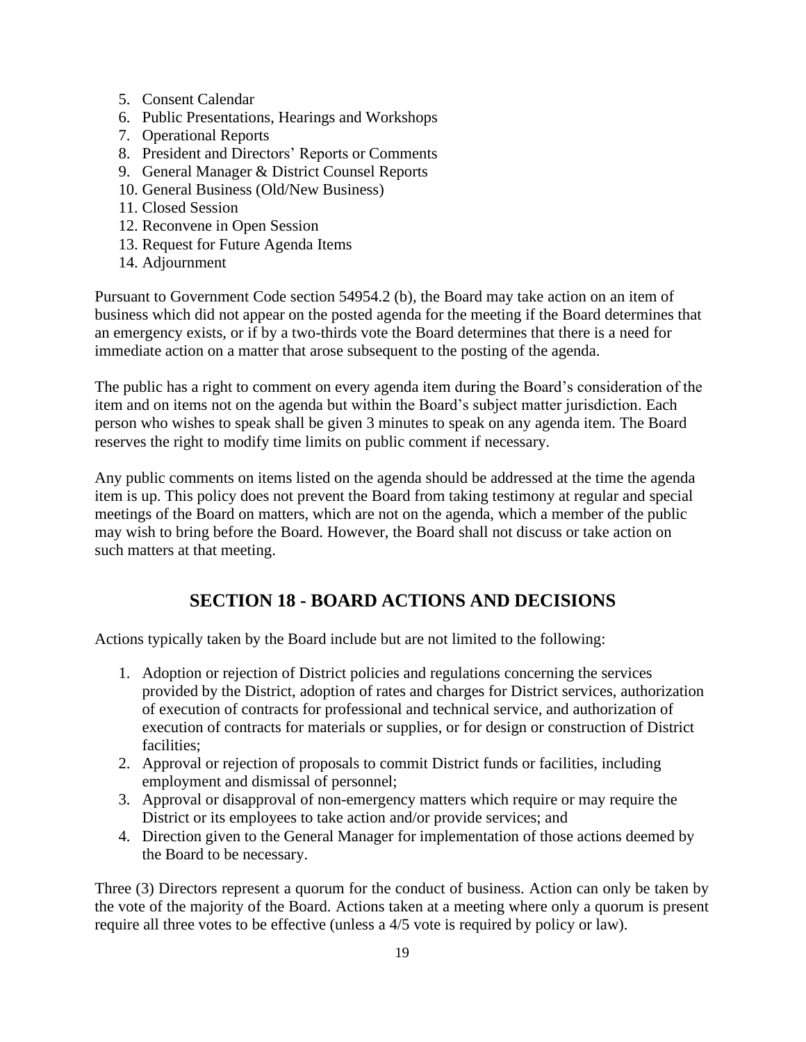5. Consent Calendar
6. Public Presentations, Hearings and Workshops
7. Operational Reports
8. President and Directors' Reports or Comments
9. General Manager & District Counsel Reports
10. General Business (Old/New Business)
11. Closed Session
12. Reconvene in Open Session
13. Request for Future Agenda Items
14. Adjournment

Pursuant to Government Code section 54954.2 (b), the Board may take action on an item of business which did not appear on the posted agenda for the meeting if the Board determines that an emergency exists, or if by a two-thirds vote the Board determines that there is a need for immediate action on a matter that arose subsequent to the posting of the agenda.

The public has a right to comment on every agenda item during the Board's consideration of the item and on items not on the agenda but within the Board's subject matter jurisdiction. Each person who wishes to speak shall be given 3 minutes to speak on any agenda item. The Board reserves the right to modify time limits on public comment if necessary.

Any public comments on items listed on the agenda should be addressed at the time the agenda item is up. This policy does not prevent the Board from taking testimony at regular and special meetings of the Board on matters, which are not on the agenda, which a member of the public may wish to bring before the Board. However, the Board shall not discuss or take action on such matters at that meeting.

## SECTION 18 - BOARD ACTIONS AND DECISIONS

Actions typically taken by the Board include but are not limited to the following:

1. Adoption or rejection of District policies and regulations concerning the services provided by the District, adoption of rates and charges for District services, authorization of execution of contracts for professional and technical service, and authorization of execution of contracts for materials or supplies, or for design or construction of District facilities;
2. Approval or rejection of proposals to commit District funds or facilities, including employment and dismissal of personnel;
3. Approval or disapproval of non-emergency matters which require or may require the District or its employees to take action and/or provide services; and
4. Direction given to the General Manager for implementation of those actions deemed by the Board to be necessary.

Three (3) Directors represent a quorum for the conduct of business. Action can only be taken by the vote of the majority of the Board. Actions taken at a meeting where only a quorum is present require all three votes to be effective (unless a 4/5 vote is required by policy or law).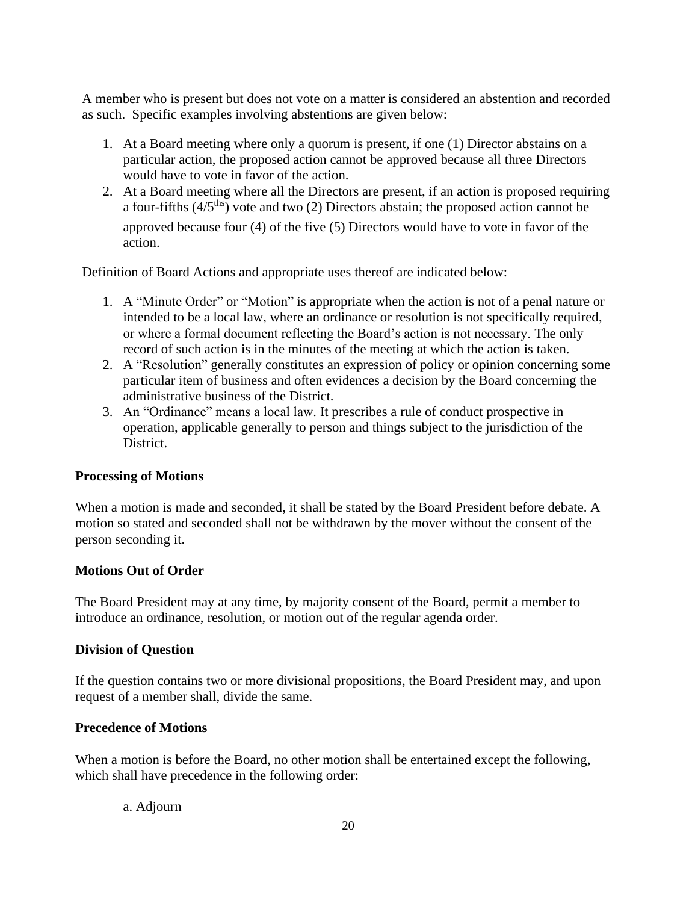A member who is present but does not vote on a matter is considered an abstention and recorded as such. Specific examples involving abstentions are given below:

1. At a Board meeting where only a quorum is present, if one (1) Director abstains on a particular action, the proposed action cannot be approved because all three Directors would have to vote in favor of the action.
2. At a Board meeting where all the Directors are present, if an action is proposed requiring a four-fifths (4/5[ths]) vote and two (2) Directors abstain; the proposed action cannot be approved because four (4) of the five (5) Directors would have to vote in favor of the action.

Definition of Board Actions and appropriate uses thereof are indicated below:

1. A "Minute Order" or "Motion" is appropriate when the action is not of a penal nature or intended to be a local law, where an ordinance or resolution is not specifically required, or where a formal document reflecting the Board's action is not necessary. The only record of such action is in the minutes of the meeting at which the action is taken.
2. A "Resolution" generally constitutes an expression of policy or opinion concerning some particular item of business and often evidences a decision by the Board concerning the administrative business of the District.
3. An "Ordinance" means a local law. It prescribes a rule of conduct prospective in operation, applicable generally to person and things subject to the jurisdiction of the District.

**Processing of Motions**

When a motion is made and seconded, it shall be stated by the Board President before debate. A motion so stated and seconded shall not be withdrawn by the mover without the consent of the person seconding it.

**Motions Out of Order**

The Board President may at any time, by majority consent of the Board, permit a member to introduce an ordinance, resolution, or motion out of the regular agenda order.

**Division of Question**

If the question contains two or more divisional propositions, the Board President may, and upon request of a member shall, divide the same.

**Precedence of Motions**

When a motion is before the Board, no other motion shall be entertained except the following, which shall have precedence in the following order:

a. Adjourn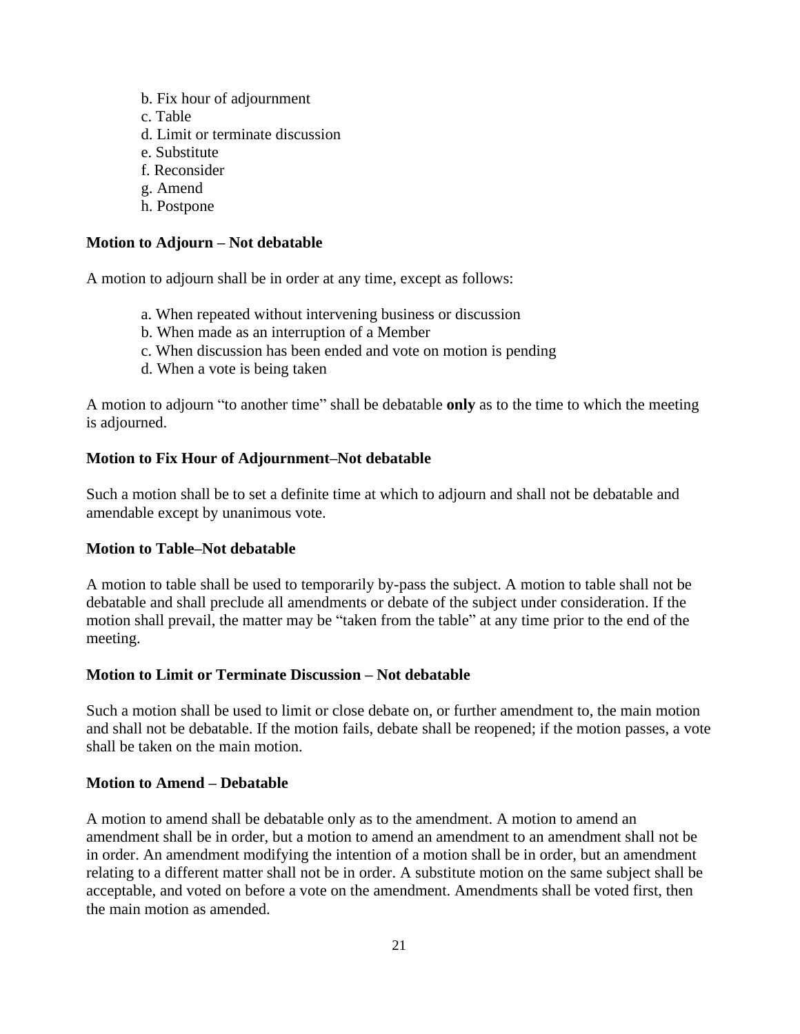b. Fix hour of adjournment
c. Table
d. Limit or terminate discussion
e. Substitute
f. Reconsider
g. Amend
h. Postpone

**Motion to Adjourn – Not debatable**

A motion to adjourn shall be in order at any time, except as follows:

a. When repeated without intervening business or discussion
b. When made as an interruption of a Member
c. When discussion has been ended and vote on motion is pending
d. When a vote is being taken

A motion to adjourn "to another time" shall be debatable **only** as to the time to which the meeting is adjourned.

**Motion to Fix Hour of Adjournment–Not debatable**

Such a motion shall be to set a definite time at which to adjourn and shall not be debatable and amendable except by unanimous vote.

**Motion to Table–Not debatable**

A motion to table shall be used to temporarily by-pass the subject. A motion to table shall not be debatable and shall preclude all amendments or debate of the subject under consideration. If the motion shall prevail, the matter may be "taken from the table" at any time prior to the end of the meeting.

**Motion to Limit or Terminate Discussion – Not debatable**

Such a motion shall be used to limit or close debate on, or further amendment to, the main motion and shall not be debatable. If the motion fails, debate shall be reopened; if the motion passes, a vote shall be taken on the main motion.

**Motion to Amend – Debatable**

A motion to amend shall be debatable only as to the amendment. A motion to amend an amendment shall be in order, but a motion to amend an amendment to an amendment shall not be in order. An amendment modifying the intention of a motion shall be in order, but an amendment relating to a different matter shall not be in order. A substitute motion on the same subject shall be acceptable, and voted on before a vote on the amendment. Amendments shall be voted first, then the main motion as amended.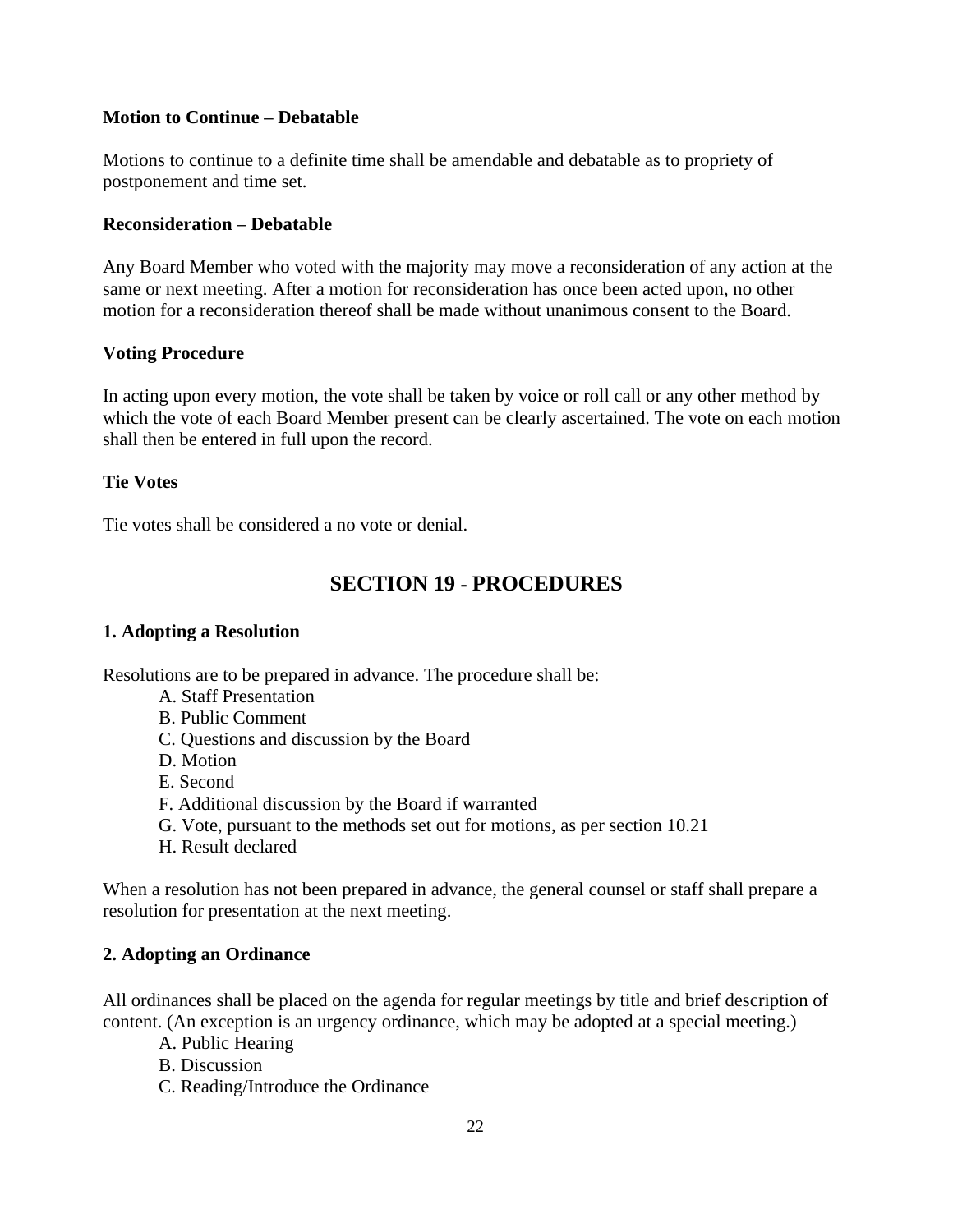**Motion to Continue – Debatable**

Motions to continue to a definite time shall be amendable and debatable as to propriety of postponement and time set.

**Reconsideration – Debatable**

Any Board Member who voted with the majority may move a reconsideration of any action at the same or next meeting. After a motion for reconsideration has once been acted upon, no other motion for a reconsideration thereof shall be made without unanimous consent to the Board.

**Voting Procedure**

In acting upon every motion, the vote shall be taken by voice or roll call or any other method by which the vote of each Board Member present can be clearly ascertained. The vote on each motion shall then be entered in full upon the record.

**Tie Votes**

Tie votes shall be considered a no vote or denial.

## SECTION 19 - PROCEDURES

**1. Adopting a Resolution**

Resolutions are to be prepared in advance. The procedure shall be:

A. Staff Presentation
B. Public Comment
C. Questions and discussion by the Board
D. Motion
E. Second
F. Additional discussion by the Board if warranted
G. Vote, pursuant to the methods set out for motions, as per section 10.21
H. Result declared

When a resolution has not been prepared in advance, the general counsel or staff shall prepare a resolution for presentation at the next meeting.

**2. Adopting an Ordinance**

All ordinances shall be placed on the agenda for regular meetings by title and brief description of content. (An exception is an urgency ordinance, which may be adopted at a special meeting.)

A. Public Hearing
B. Discussion
C. Reading/Introduce the Ordinance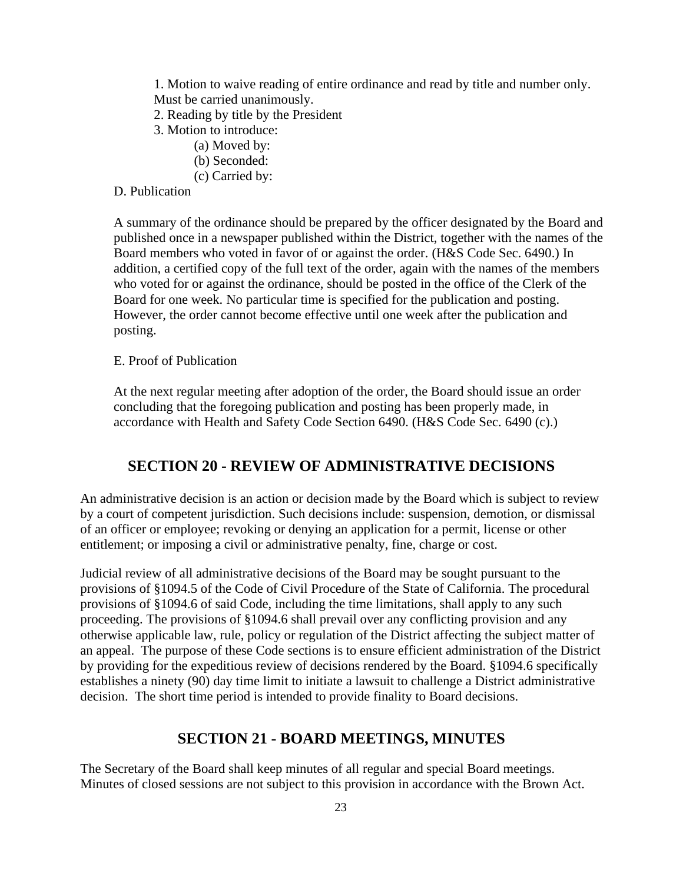1. Motion to waive reading of entire ordinance and read by title and number only. Must be carried unanimously.
2. Reading by title by the President
3. Motion to introduce:
    - (a) Moved by:
    - (b) Seconded:
    - (c) Carried by:

D. Publication

A summary of the ordinance should be prepared by the officer designated by the Board and published once in a newspaper published within the District, together with the names of the Board members who voted in favor of or against the order. (H&S Code Sec. 6490.) In addition, a certified copy of the full text of the order, again with the names of the members who voted for or against the ordinance, should be posted in the office of the Clerk of the Board for one week. No particular time is specified for the publication and posting. However, the order cannot become effective until one week after the publication and posting.

E. Proof of Publication

At the next regular meeting after adoption of the order, the Board should issue an order concluding that the foregoing publication and posting has been properly made, in accordance with Health and Safety Code Section 6490. (H&S Code Sec. 6490 (c).)

## SECTION 20 - REVIEW OF ADMINISTRATIVE DECISIONS

An administrative decision is an action or decision made by the Board which is subject to review by a court of competent jurisdiction. Such decisions include: suspension, demotion, or dismissal of an officer or employee; revoking or denying an application for a permit, license or other entitlement; or imposing a civil or administrative penalty, fine, charge or cost.

Judicial review of all administrative decisions of the Board may be sought pursuant to the provisions of §1094.5 of the Code of Civil Procedure of the State of California. The procedural provisions of §1094.6 of said Code, including the time limitations, shall apply to any such proceeding. The provisions of §1094.6 shall prevail over any conflicting provision and any otherwise applicable law, rule, policy or regulation of the District affecting the subject matter of an appeal. The purpose of these Code sections is to ensure efficient administration of the District by providing for the expeditious review of decisions rendered by the Board. §1094.6 specifically establishes a ninety (90) day time limit to initiate a lawsuit to challenge a District administrative decision. The short time period is intended to provide finality to Board decisions.

## SECTION 21 - BOARD MEETINGS, MINUTES

The Secretary of the Board shall keep minutes of all regular and special Board meetings. Minutes of closed sessions are not subject to this provision in accordance with the Brown Act.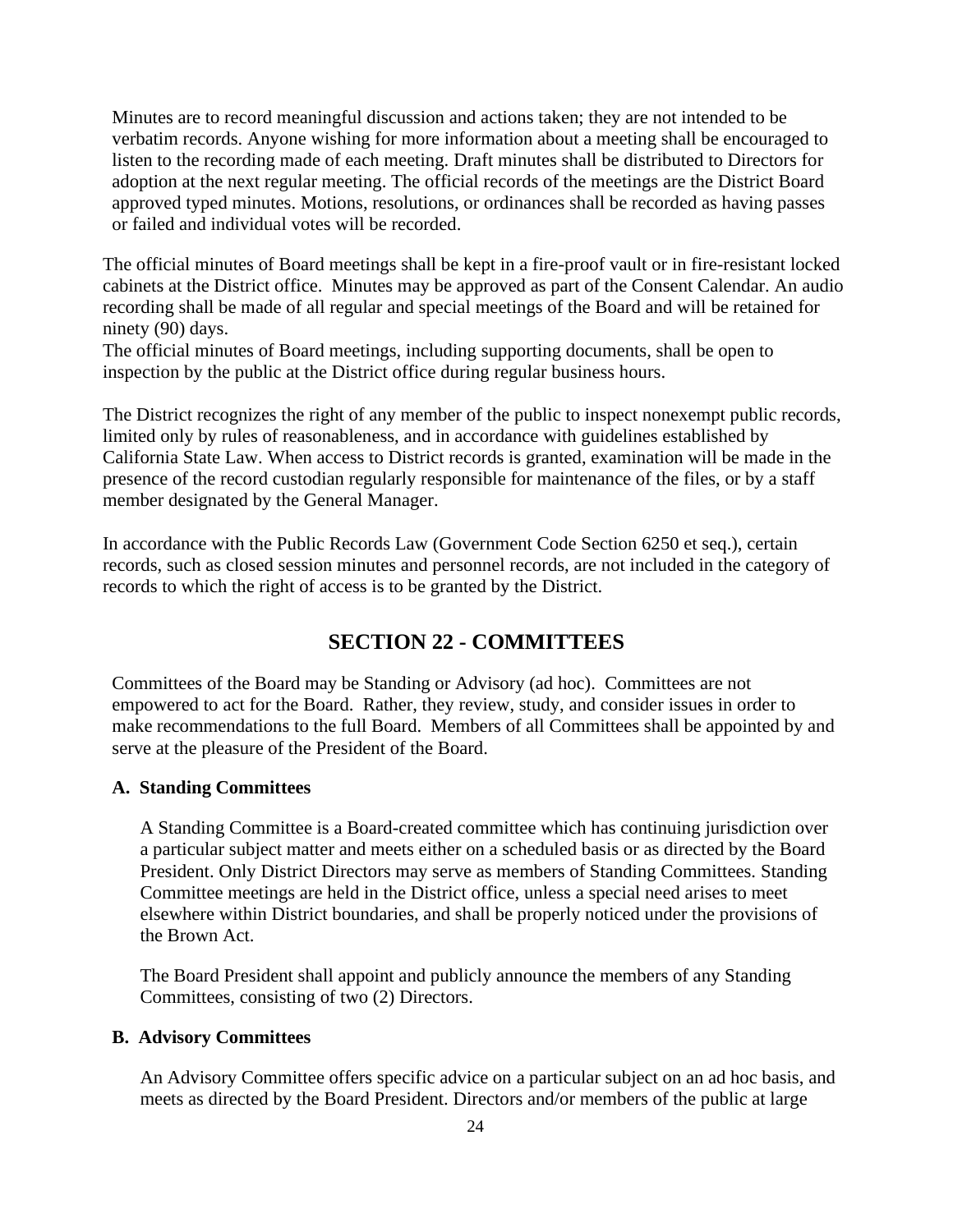Minutes are to record meaningful discussion and actions taken; they are not intended to be verbatim records. Anyone wishing for more information about a meeting shall be encouraged to listen to the recording made of each meeting. Draft minutes shall be distributed to Directors for adoption at the next regular meeting. The official records of the meetings are the District Board approved typed minutes. Motions, resolutions, or ordinances shall be recorded as having passes or failed and individual votes will be recorded.

The official minutes of Board meetings shall be kept in a fire-proof vault or in fire-resistant locked cabinets at the District office. Minutes may be approved as part of the Consent Calendar. An audio recording shall be made of all regular and special meetings of the Board and will be retained for ninety (90) days.

The official minutes of Board meetings, including supporting documents, shall be open to inspection by the public at the District office during regular business hours.

The District recognizes the right of any member of the public to inspect nonexempt public records, limited only by rules of reasonableness, and in accordance with guidelines established by California State Law. When access to District records is granted, examination will be made in the presence of the record custodian regularly responsible for maintenance of the files, or by a staff member designated by the General Manager.

In accordance with the Public Records Law (Government Code Section 6250 et seq.), certain records, such as closed session minutes and personnel records, are not included in the category of records to which the right of access is to be granted by the District.

## SECTION 22 - COMMITTEES

Committees of the Board may be Standing or Advisory (ad hoc). Committees are not empowered to act for the Board. Rather, they review, study, and consider issues in order to make recommendations to the full Board. Members of all Committees shall be appointed by and serve at the pleasure of the President of the Board.

### A. Standing Committees

A Standing Committee is a Board-created committee which has continuing jurisdiction over a particular subject matter and meets either on a scheduled basis or as directed by the Board President. Only District Directors may serve as members of Standing Committees. Standing Committee meetings are held in the District office, unless a special need arises to meet elsewhere within District boundaries, and shall be properly noticed under the provisions of the Brown Act.

The Board President shall appoint and publicly announce the members of any Standing Committees, consisting of two (2) Directors.

### B. Advisory Committees

An Advisory Committee offers specific advice on a particular subject on an ad hoc basis, and meets as directed by the Board President. Directors and/or members of the public at large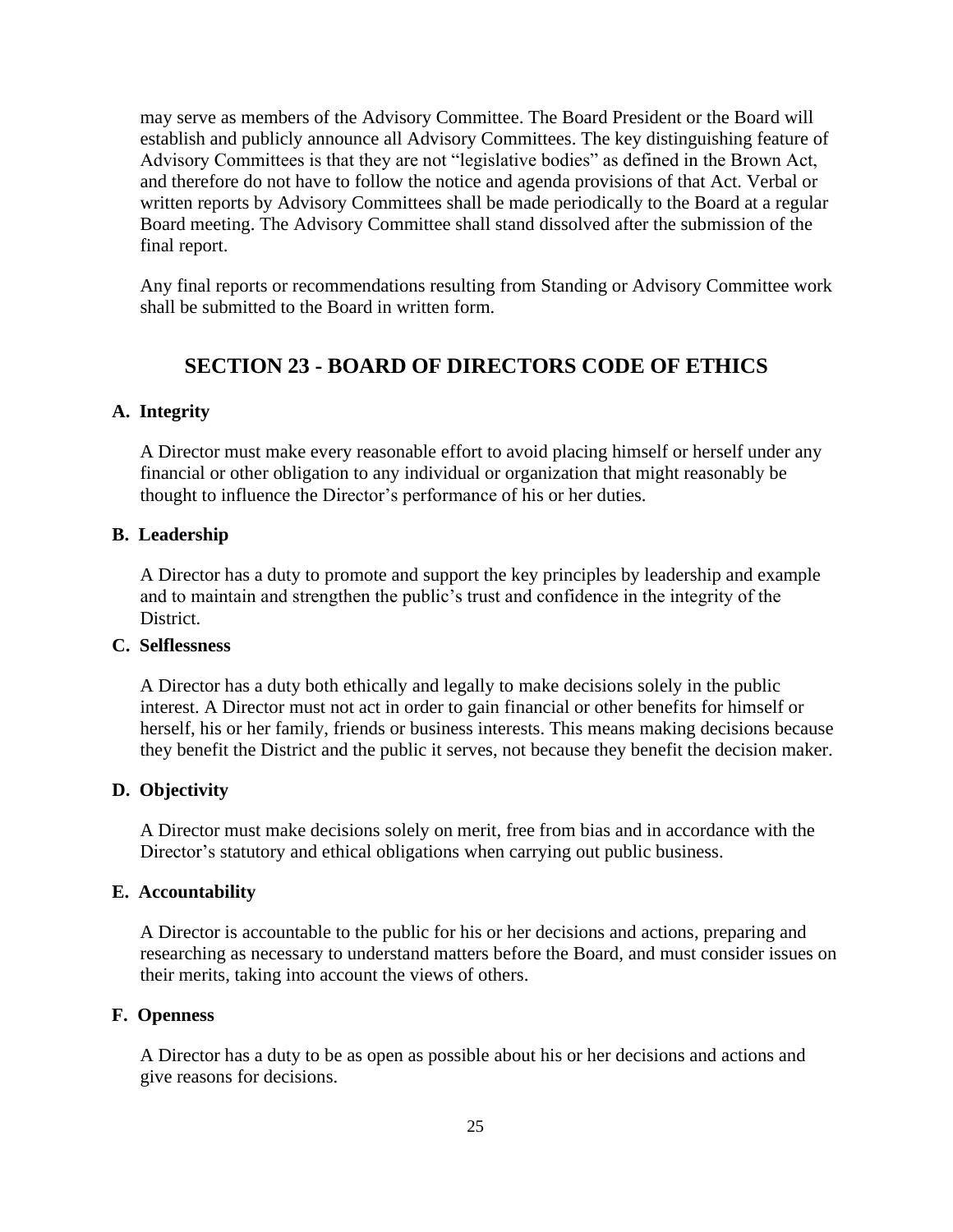may serve as members of the Advisory Committee. The Board President or the Board will establish and publicly announce all Advisory Committees. The key distinguishing feature of Advisory Committees is that they are not "legislative bodies" as defined in the Brown Act, and therefore do not have to follow the notice and agenda provisions of that Act. Verbal or written reports by Advisory Committees shall be made periodically to the Board at a regular Board meeting. The Advisory Committee shall stand dissolved after the submission of the final report.

Any final reports or recommendations resulting from Standing or Advisory Committee work shall be submitted to the Board in written form.

## SECTION 23 - BOARD OF DIRECTORS CODE OF ETHICS

### A. Integrity

A Director must make every reasonable effort to avoid placing himself or herself under any financial or other obligation to any individual or organization that might reasonably be thought to influence the Director's performance of his or her duties.

### B. Leadership

A Director has a duty to promote and support the key principles by leadership and example and to maintain and strengthen the public's trust and confidence in the integrity of the District.

### C. Selflessness

A Director has a duty both ethically and legally to make decisions solely in the public interest. A Director must not act in order to gain financial or other benefits for himself or herself, his or her family, friends or business interests. This means making decisions because they benefit the District and the public it serves, not because they benefit the decision maker.

### D. Objectivity

A Director must make decisions solely on merit, free from bias and in accordance with the Director's statutory and ethical obligations when carrying out public business.

### E. Accountability

A Director is accountable to the public for his or her decisions and actions, preparing and researching as necessary to understand matters before the Board, and must consider issues on their merits, taking into account the views of others.

### F. Openness

A Director has a duty to be as open as possible about his or her decisions and actions and give reasons for decisions.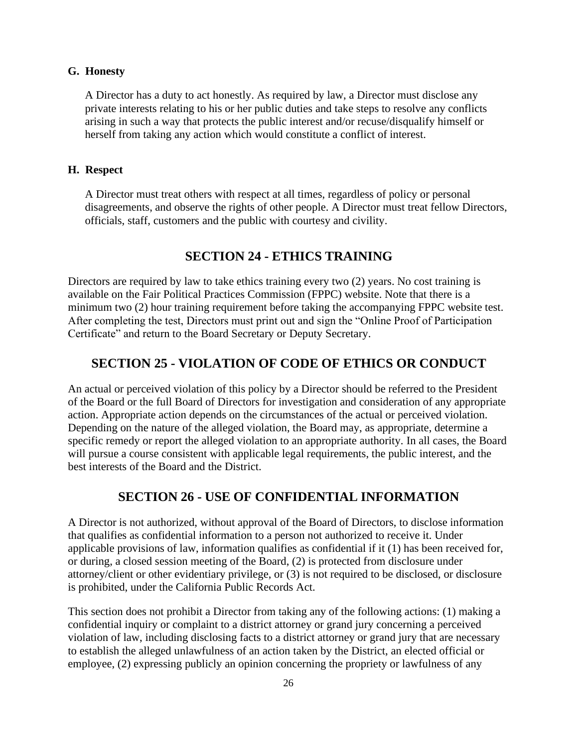### G. Honesty

A Director has a duty to act honestly. As required by law, a Director must disclose any private interests relating to his or her public duties and take steps to resolve any conflicts arising in such a way that protects the public interest and/or recuse/disqualify himself or herself from taking any action which would constitute a conflict of interest.

### H. Respect

A Director must treat others with respect at all times, regardless of policy or personal disagreements, and observe the rights of other people. A Director must treat fellow Directors, officials, staff, customers and the public with courtesy and civility.

## SECTION 24 - ETHICS TRAINING

Directors are required by law to take ethics training every two (2) years. No cost training is available on the Fair Political Practices Commission (FPPC) website. Note that there is a minimum two (2) hour training requirement before taking the accompanying FPPC website test. After completing the test, Directors must print out and sign the "Online Proof of Participation Certificate" and return to the Board Secretary or Deputy Secretary.

## SECTION 25 - VIOLATION OF CODE OF ETHICS OR CONDUCT

An actual or perceived violation of this policy by a Director should be referred to the President of the Board or the full Board of Directors for investigation and consideration of any appropriate action. Appropriate action depends on the circumstances of the actual or perceived violation. Depending on the nature of the alleged violation, the Board may, as appropriate, determine a specific remedy or report the alleged violation to an appropriate authority. In all cases, the Board will pursue a course consistent with applicable legal requirements, the public interest, and the best interests of the Board and the District.

## SECTION 26 - USE OF CONFIDENTIAL INFORMATION

A Director is not authorized, without approval of the Board of Directors, to disclose information that qualifies as confidential information to a person not authorized to receive it. Under applicable provisions of law, information qualifies as confidential if it (1) has been received for, or during, a closed session meeting of the Board, (2) is protected from disclosure under attorney/client or other evidentiary privilege, or (3) is not required to be disclosed, or disclosure is prohibited, under the California Public Records Act.

This section does not prohibit a Director from taking any of the following actions: (1) making a confidential inquiry or complaint to a district attorney or grand jury concerning a perceived violation of law, including disclosing facts to a district attorney or grand jury that are necessary to establish the alleged unlawfulness of an action taken by the District, an elected official or employee, (2) expressing publicly an opinion concerning the propriety or lawfulness of any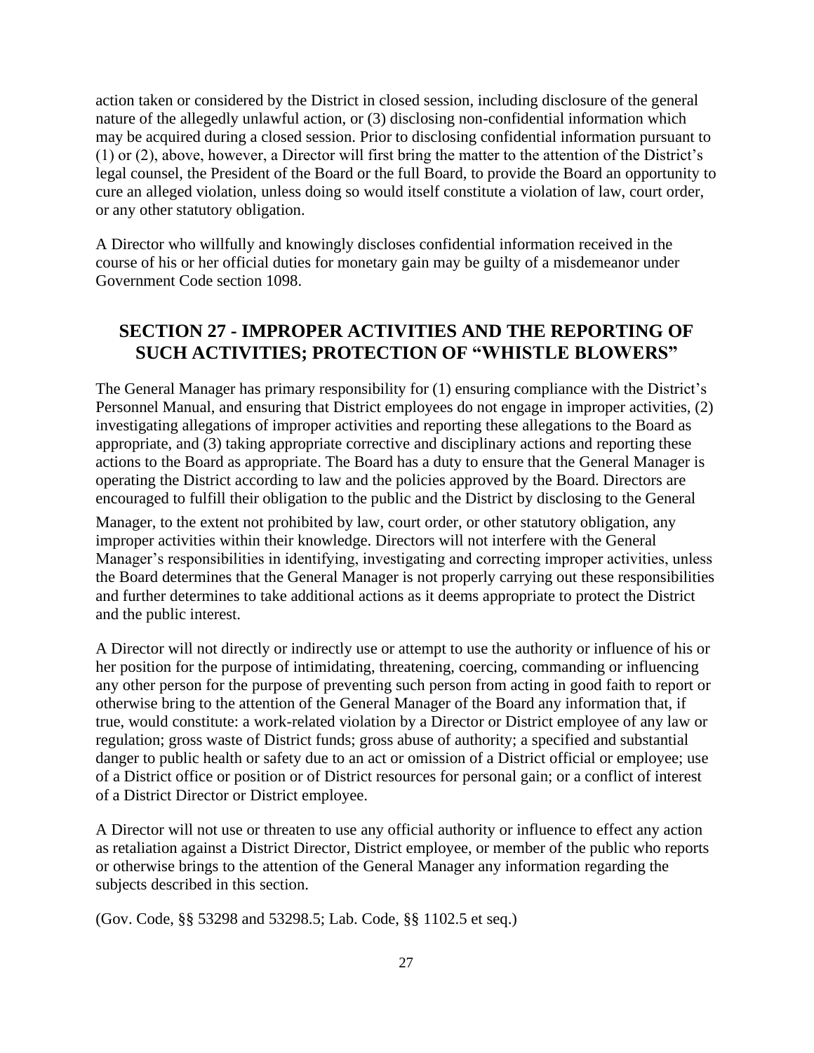action taken or considered by the District in closed session, including disclosure of the general nature of the allegedly unlawful action, or (3) disclosing non-confidential information which may be acquired during a closed session. Prior to disclosing confidential information pursuant to (1) or (2), above, however, a Director will first bring the matter to the attention of the District's legal counsel, the President of the Board or the full Board, to provide the Board an opportunity to cure an alleged violation, unless doing so would itself constitute a violation of law, court order, or any other statutory obligation.

A Director who willfully and knowingly discloses confidential information received in the course of his or her official duties for monetary gain may be guilty of a misdemeanor under Government Code section 1098.

## SECTION 27 - IMPROPER ACTIVITIES AND THE REPORTING OF SUCH ACTIVITIES; PROTECTION OF "WHISTLE BLOWERS"

The General Manager has primary responsibility for (1) ensuring compliance with the District's Personnel Manual, and ensuring that District employees do not engage in improper activities, (2) investigating allegations of improper activities and reporting these allegations to the Board as appropriate, and (3) taking appropriate corrective and disciplinary actions and reporting these actions to the Board as appropriate. The Board has a duty to ensure that the General Manager is operating the District according to law and the policies approved by the Board. Directors are encouraged to fulfill their obligation to the public and the District by disclosing to the General Manager, to the extent not prohibited by law, court order, or other statutory obligation, any improper activities within their knowledge. Directors will not interfere with the General Manager's responsibilities in identifying, investigating and correcting improper activities, unless the Board determines that the General Manager is not properly carrying out these responsibilities and further determines to take additional actions as it deems appropriate to protect the District and the public interest.

A Director will not directly or indirectly use or attempt to use the authority or influence of his or her position for the purpose of intimidating, threatening, coercing, commanding or influencing any other person for the purpose of preventing such person from acting in good faith to report or otherwise bring to the attention of the General Manager of the Board any information that, if true, would constitute: a work-related violation by a Director or District employee of any law or regulation; gross waste of District funds; gross abuse of authority; a specified and substantial danger to public health or safety due to an act or omission of a District official or employee; use of a District office or position or of District resources for personal gain; or a conflict of interest of a District Director or District employee.

A Director will not use or threaten to use any official authority or influence to effect any action as retaliation against a District Director, District employee, or member of the public who reports or otherwise brings to the attention of the General Manager any information regarding the subjects described in this section.

(Gov. Code, §§ 53298 and 53298.5; Lab. Code, §§ 1102.5 et seq.)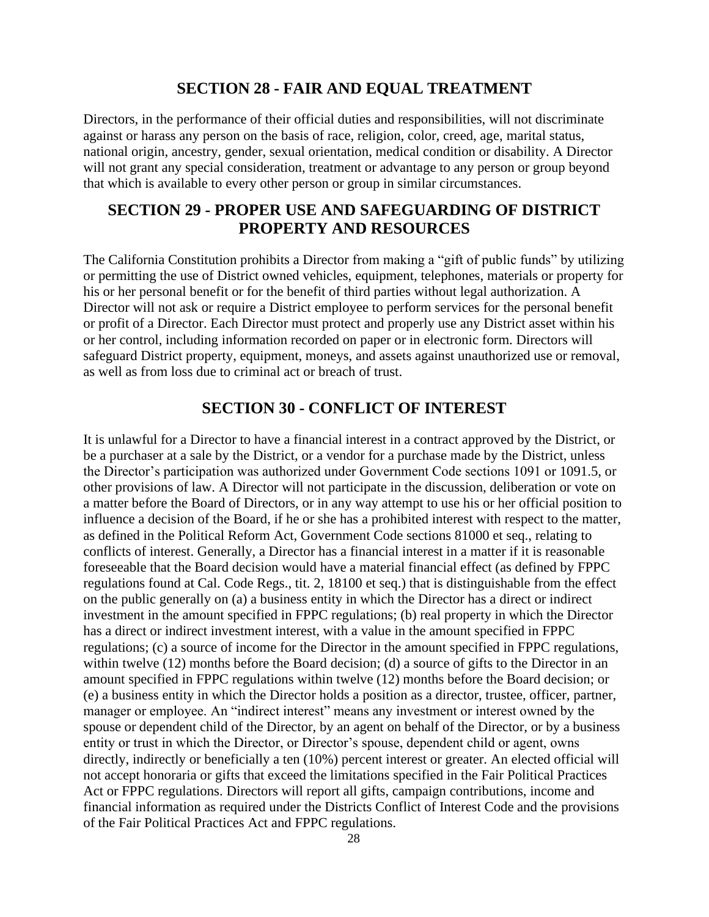## SECTION 28 - FAIR AND EQUAL TREATMENT

Directors, in the performance of their official duties and responsibilities, will not discriminate against or harass any person on the basis of race, religion, color, creed, age, marital status, national origin, ancestry, gender, sexual orientation, medical condition or disability. A Director will not grant any special consideration, treatment or advantage to any person or group beyond that which is available to every other person or group in similar circumstances.

## SECTION 29 - PROPER USE AND SAFEGUARDING OF DISTRICT PROPERTY AND RESOURCES

The California Constitution prohibits a Director from making a "gift of public funds" by utilizing or permitting the use of District owned vehicles, equipment, telephones, materials or property for his or her personal benefit or for the benefit of third parties without legal authorization. A Director will not ask or require a District employee to perform services for the personal benefit or profit of a Director. Each Director must protect and properly use any District asset within his or her control, including information recorded on paper or in electronic form. Directors will safeguard District property, equipment, moneys, and assets against unauthorized use or removal, as well as from loss due to criminal act or breach of trust.

## SECTION 30 - CONFLICT OF INTEREST

It is unlawful for a Director to have a financial interest in a contract approved by the District, or be a purchaser at a sale by the District, or a vendor for a purchase made by the District, unless the Director's participation was authorized under Government Code sections 1091 or 1091.5, or other provisions of law. A Director will not participate in the discussion, deliberation or vote on a matter before the Board of Directors, or in any way attempt to use his or her official position to influence a decision of the Board, if he or she has a prohibited interest with respect to the matter, as defined in the Political Reform Act, Government Code sections 81000 et seq., relating to conflicts of interest. Generally, a Director has a financial interest in a matter if it is reasonable foreseeable that the Board decision would have a material financial effect (as defined by FPPC regulations found at Cal. Code Regs., tit. 2, 18100 et seq.) that is distinguishable from the effect on the public generally on (a) a business entity in which the Director has a direct or indirect investment in the amount specified in FPPC regulations; (b) real property in which the Director has a direct or indirect investment interest, with a value in the amount specified in FPPC regulations; (c) a source of income for the Director in the amount specified in FPPC regulations, within twelve (12) months before the Board decision; (d) a source of gifts to the Director in an amount specified in FPPC regulations within twelve (12) months before the Board decision; or (e) a business entity in which the Director holds a position as a director, trustee, officer, partner, manager or employee. An "indirect interest" means any investment or interest owned by the spouse or dependent child of the Director, by an agent on behalf of the Director, or by a business entity or trust in which the Director, or Director's spouse, dependent child or agent, owns directly, indirectly or beneficially a ten (10%) percent interest or greater. An elected official will not accept honoraria or gifts that exceed the limitations specified in the Fair Political Practices Act or FPPC regulations. Directors will report all gifts, campaign contributions, income and financial information as required under the Districts Conflict of Interest Code and the provisions of the Fair Political Practices Act and FPPC regulations.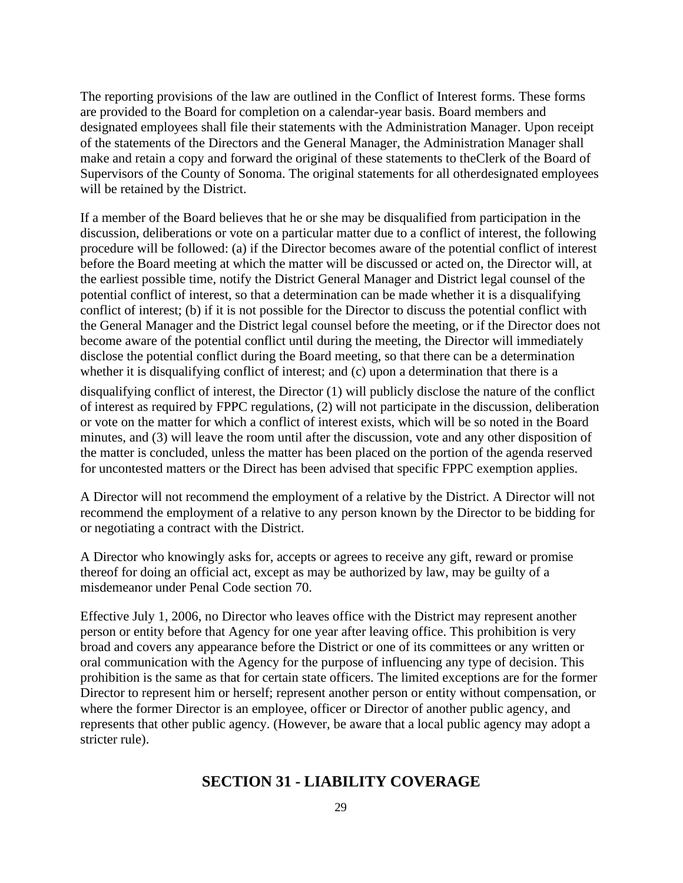The reporting provisions of the law are outlined in the Conflict of Interest forms. These forms are provided to the Board for completion on a calendar-year basis. Board members and designated employees shall file their statements with the Administration Manager. Upon receipt of the statements of the Directors and the General Manager, the Administration Manager shall make and retain a copy and forward the original of these statements to theClerk of the Board of Supervisors of the County of Sonoma. The original statements for all otherdesignated employees will be retained by the District.

If a member of the Board believes that he or she may be disqualified from participation in the discussion, deliberations or vote on a particular matter due to a conflict of interest, the following procedure will be followed: (a) if the Director becomes aware of the potential conflict of interest before the Board meeting at which the matter will be discussed or acted on, the Director will, at the earliest possible time, notify the District General Manager and District legal counsel of the potential conflict of interest, so that a determination can be made whether it is a disqualifying conflict of interest; (b) if it is not possible for the Director to discuss the potential conflict with the General Manager and the District legal counsel before the meeting, or if the Director does not become aware of the potential conflict until during the meeting, the Director will immediately disclose the potential conflict during the Board meeting, so that there can be a determination whether it is disqualifying conflict of interest; and (c) upon a determination that there is a disqualifying conflict of interest, the Director (1) will publicly disclose the nature of the conflict of interest as required by FPPC regulations, (2) will not participate in the discussion, deliberation or vote on the matter for which a conflict of interest exists, which will be so noted in the Board minutes, and (3) will leave the room until after the discussion, vote and any other disposition of the matter is concluded, unless the matter has been placed on the portion of the agenda reserved for uncontested matters or the Direct has been advised that specific FPPC exemption applies.

A Director will not recommend the employment of a relative by the District. A Director will not recommend the employment of a relative to any person known by the Director to be bidding for or negotiating a contract with the District.

A Director who knowingly asks for, accepts or agrees to receive any gift, reward or promise thereof for doing an official act, except as may be authorized by law, may be guilty of a misdemeanor under Penal Code section 70.

Effective July 1, 2006, no Director who leaves office with the District may represent another person or entity before that Agency for one year after leaving office. This prohibition is very broad and covers any appearance before the District or one of its committees or any written or oral communication with the Agency for the purpose of influencing any type of decision. This prohibition is the same as that for certain state officers. The limited exceptions are for the former Director to represent him or herself; represent another person or entity without compensation, or where the former Director is an employee, officer or Director of another public agency, and represents that other public agency. (However, be aware that a local public agency may adopt a stricter rule).

## SECTION 31 - LIABILITY COVERAGE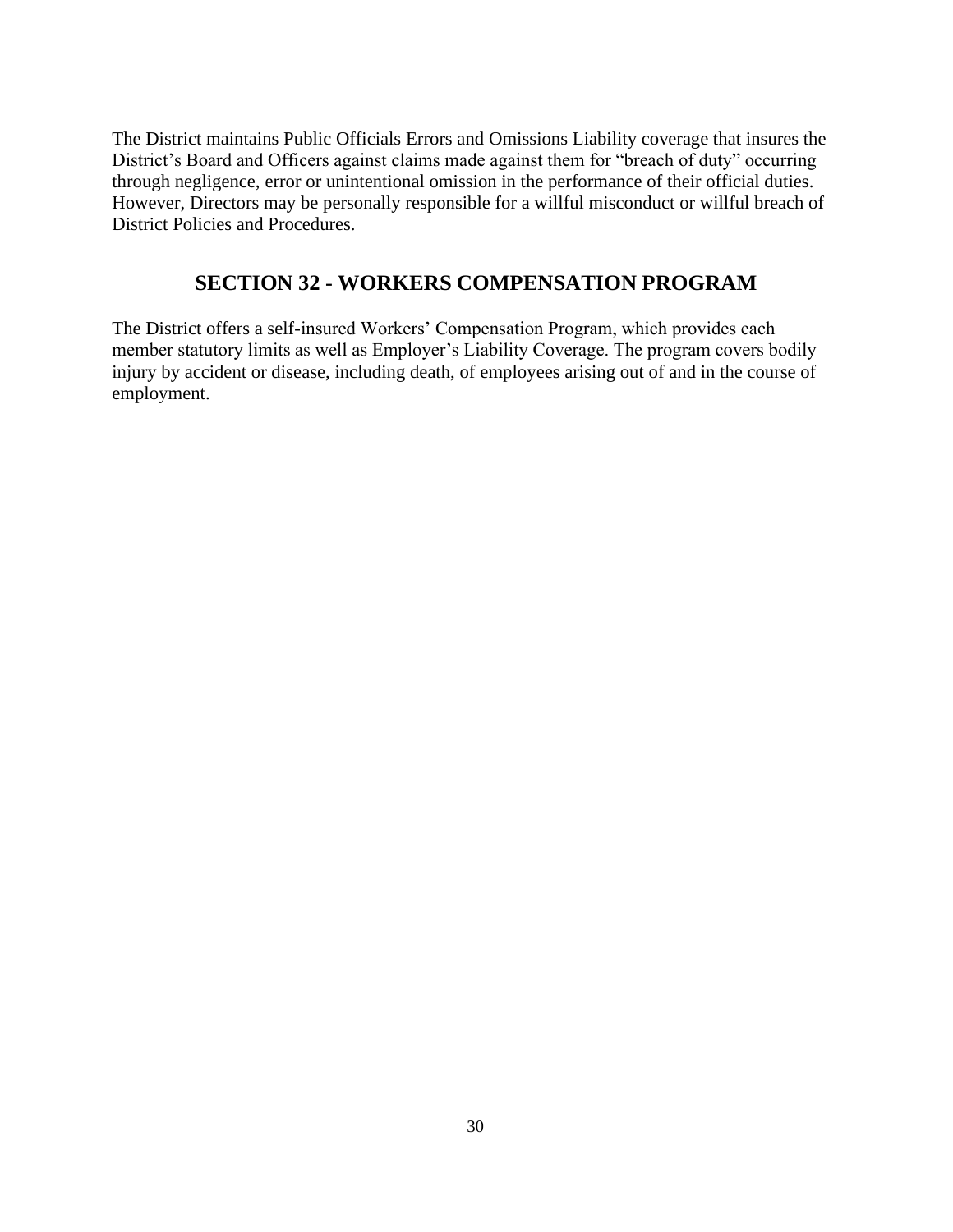The District maintains Public Officials Errors and Omissions Liability coverage that insures the District's Board and Officers against claims made against them for "breach of duty" occurring through negligence, error or unintentional omission in the performance of their official duties. However, Directors may be personally responsible for a willful misconduct or willful breach of District Policies and Procedures.

## SECTION 32 - WORKERS COMPENSATION PROGRAM

The District offers a self-insured Workers' Compensation Program, which provides each member statutory limits as well as Employer's Liability Coverage. The program covers bodily injury by accident or disease, including death, of employees arising out of and in the course of employment.